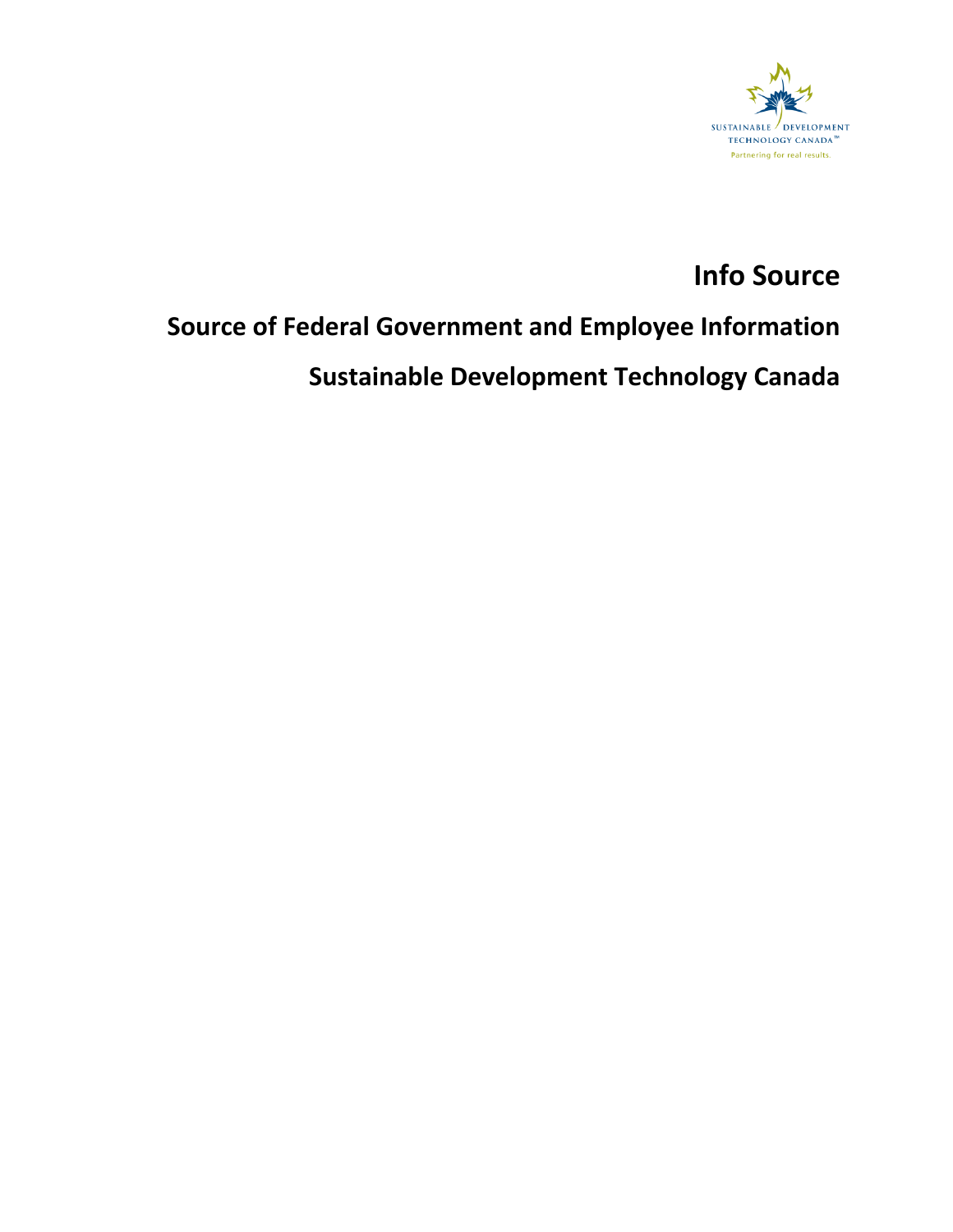SUSTAINABLE DEVELOPMENT TECHNOLOGY CANADA™

Partnering for real results.

# Info Source

## Source of Federal Government and Employee Information

## Sustainable Development Technology Canada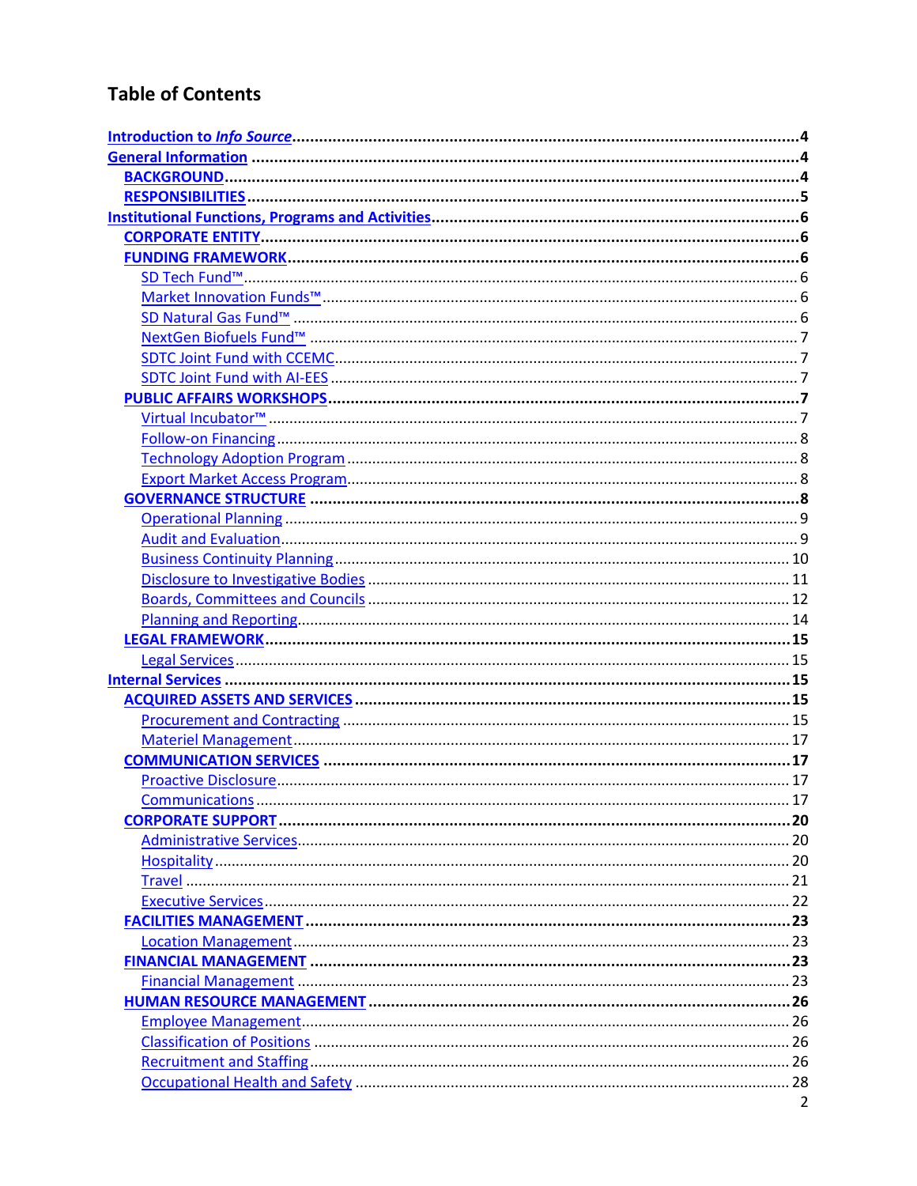## Table of Contents

**Introduction to *Info Source*** ....................................................................................................4

**General Information** ....................................................................................................................4

- **BACKGROUND** .........................................................................................................................4
- **RESPONSIBILITIES** ....................................................................................................................5

**Institutional Functions, Programs and Activities** .......................................................................6

- **CORPORATE ENTITY** ................................................................................................................6
- **FUNDING FRAMEWORK** ............................................................................................................6
  - SD Tech Fund™ ..........................................................................................................................6
  - Market Innovation Funds™ ..........................................................................................................6
  - SD Natural Gas Fund™ ...............................................................................................................6
  - NextGen Biofuels Fund™ .............................................................................................................7
  - SDTC Joint Fund with CCEMC ......................................................................................................7
  - SDTC Joint Fund with AI-EES ........................................................................................................7
- **PUBLIC AFFAIRS WORKSHOPS** .................................................................................................7
  - Virtual Incubator™ .....................................................................................................................7
  - Follow-on Financing ....................................................................................................................8
  - Technology Adoption Program .....................................................................................................8
  - Export Market Access Program .....................................................................................................8
- **GOVERNANCE STRUCTURE** .......................................................................................................8
  - Operational Planning ..................................................................................................................9
  - Audit and Evaluation ...................................................................................................................9
  - Business Continuity Planning ......................................................................................................10
  - Disclosure to Investigative Bodies ...............................................................................................11
  - Boards, Committees and Councils ................................................................................................12
  - Planning and Reporting ..............................................................................................................14
- **LEGAL FRAMEWORK** ...............................................................................................................15
  - Legal Services ...........................................................................................................................15

**Internal Services** .......................................................................................................................15

- **ACQUIRED ASSETS AND SERVICES** ..........................................................................................15
  - Procurement and Contracting .....................................................................................................15
  - Materiel Management .................................................................................................................17
- **COMMUNICATION SERVICES** ..................................................................................................17
  - Proactive Disclosure ...................................................................................................................17
  - Communications ........................................................................................................................17
- **CORPORATE SUPPORT** .............................................................................................................20
  - Administrative Services ...............................................................................................................20
  - Hospitality ................................................................................................................................20
  - Travel .......................................................................................................................................21
  - Executive Services ......................................................................................................................22
- **FACILITIES MANAGEMENT** ......................................................................................................23
  - Location Management ................................................................................................................23
- **FINANCIAL MANAGEMENT** ......................................................................................................23
  - Financial Management ...............................................................................................................23
- **HUMAN RESOURCE MANAGEMENT** ........................................................................................26
  - Employee Management ..............................................................................................................26
  - Classification of Positions ...........................................................................................................26
  - Recruitment and Staffing .............................................................................................................26
  - Occupational Health and Safety ..................................................................................................28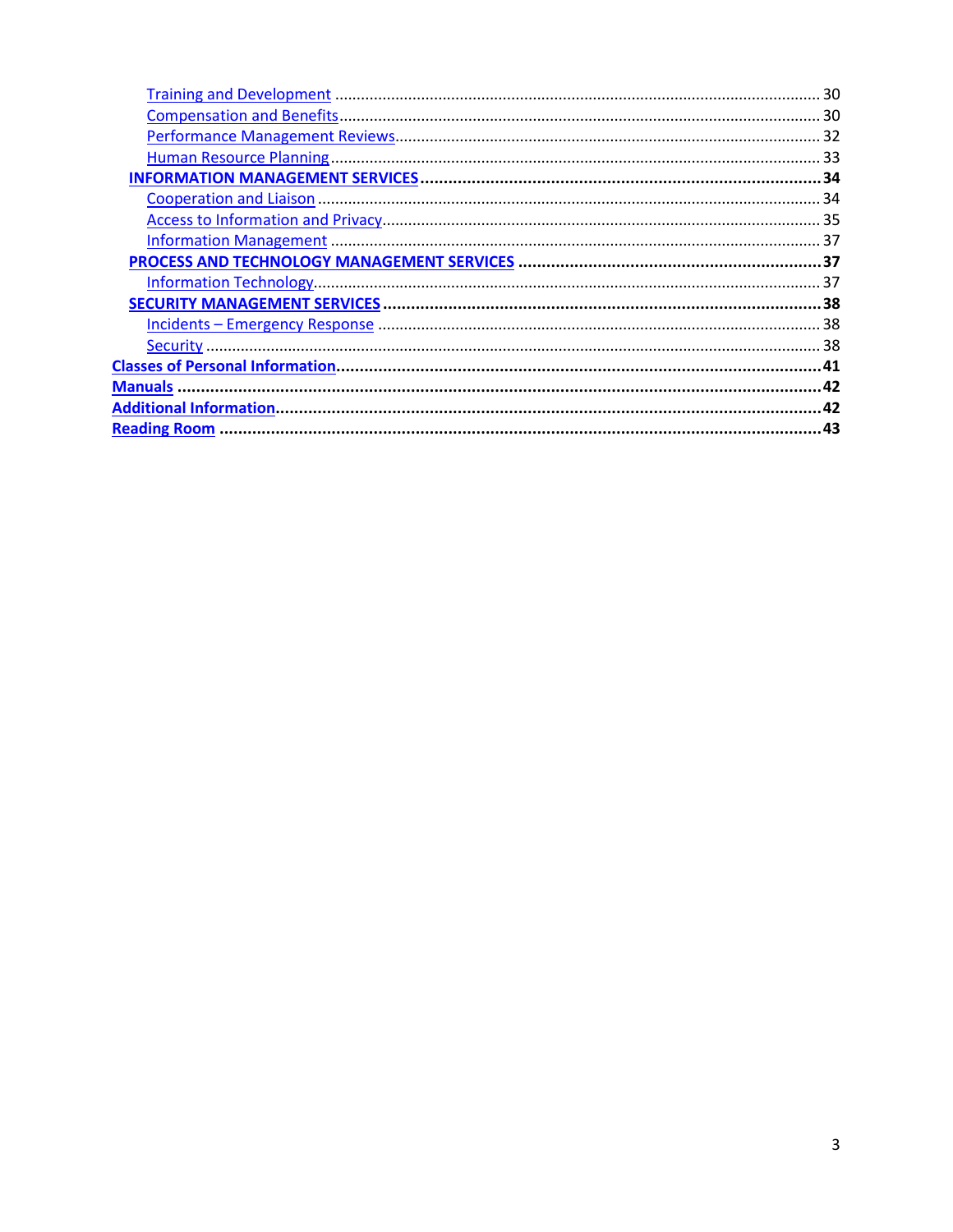- Training and Development ... 30
- Compensation and Benefits ... 30
- Performance Management Reviews ... 32
- Human Resource Planning ... 33

**INFORMATION MANAGEMENT SERVICES ... 34**

- Cooperation and Liaison ... 34
- Access to Information and Privacy ... 35
- Information Management ... 37

**PROCESS AND TECHNOLOGY MANAGEMENT SERVICES ... 37**

- Information Technology ... 37

**SECURITY MANAGEMENT SERVICES ... 38**

- Incidents – Emergency Response ... 38
- Security ... 38

**Classes of Personal Information ... 41**

**Manuals ... 42**

**Additional Information ... 42**

**Reading Room ... 43**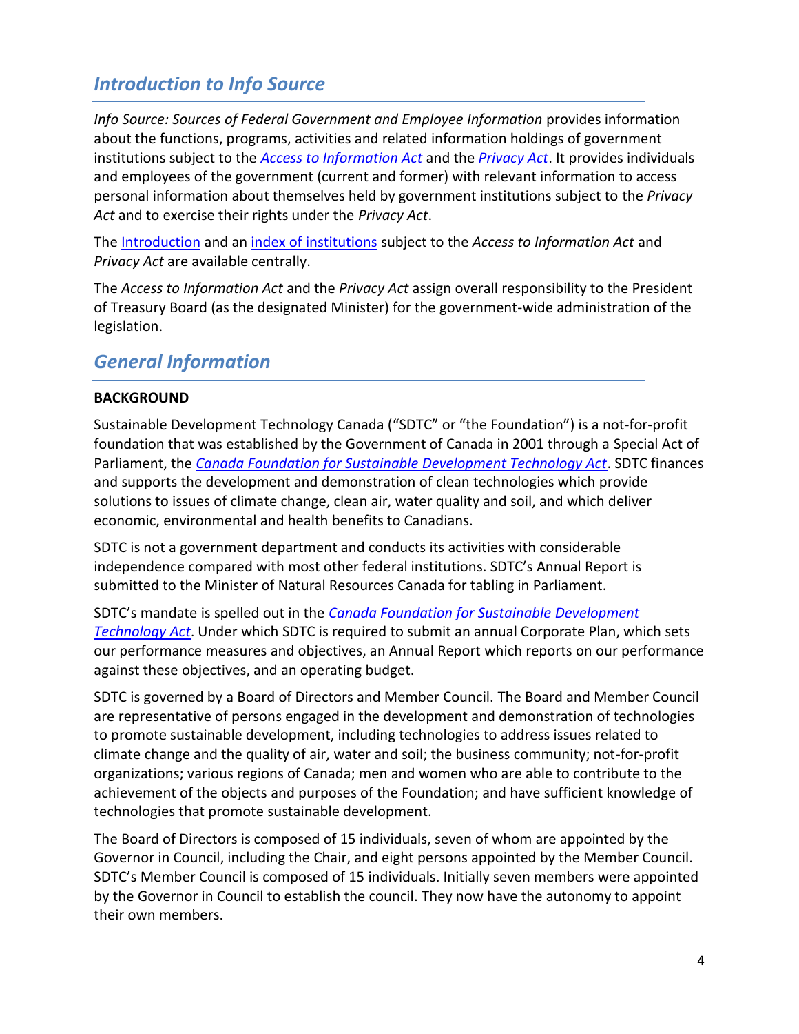## *Introduction to Info Source*

*Info Source: Sources of Federal Government and Employee Information* provides information about the functions, programs, activities and related information holdings of government institutions subject to the *Access to Information Act* and the *Privacy Act*. It provides individuals and employees of the government (current and former) with relevant information to access personal information about themselves held by government institutions subject to the *Privacy Act* and to exercise their rights under the *Privacy Act*.

The Introduction and an index of institutions subject to the *Access to Information Act* and *Privacy Act* are available centrally.

The *Access to Information Act* and the *Privacy Act* assign overall responsibility to the President of Treasury Board (as the designated Minister) for the government-wide administration of the legislation.

## *General Information*

**BACKGROUND**

Sustainable Development Technology Canada ("SDTC" or "the Foundation") is a not-for-profit foundation that was established by the Government of Canada in 2001 through a Special Act of Parliament, the *Canada Foundation for Sustainable Development Technology Act*. SDTC finances and supports the development and demonstration of clean technologies which provide solutions to issues of climate change, clean air, water quality and soil, and which deliver economic, environmental and health benefits to Canadians.

SDTC is not a government department and conducts its activities with considerable independence compared with most other federal institutions. SDTC's Annual Report is submitted to the Minister of Natural Resources Canada for tabling in Parliament.

SDTC's mandate is spelled out in the *Canada Foundation for Sustainable Development Technology Act*. Under which SDTC is required to submit an annual Corporate Plan, which sets our performance measures and objectives, an Annual Report which reports on our performance against these objectives, and an operating budget.

SDTC is governed by a Board of Directors and Member Council. The Board and Member Council are representative of persons engaged in the development and demonstration of technologies to promote sustainable development, including technologies to address issues related to climate change and the quality of air, water and soil; the business community; not-for-profit organizations; various regions of Canada; men and women who are able to contribute to the achievement of the objects and purposes of the Foundation; and have sufficient knowledge of technologies that promote sustainable development.

The Board of Directors is composed of 15 individuals, seven of whom are appointed by the Governor in Council, including the Chair, and eight persons appointed by the Member Council. SDTC's Member Council is composed of 15 individuals. Initially seven members were appointed by the Governor in Council to establish the council. They now have the autonomy to appoint their own members.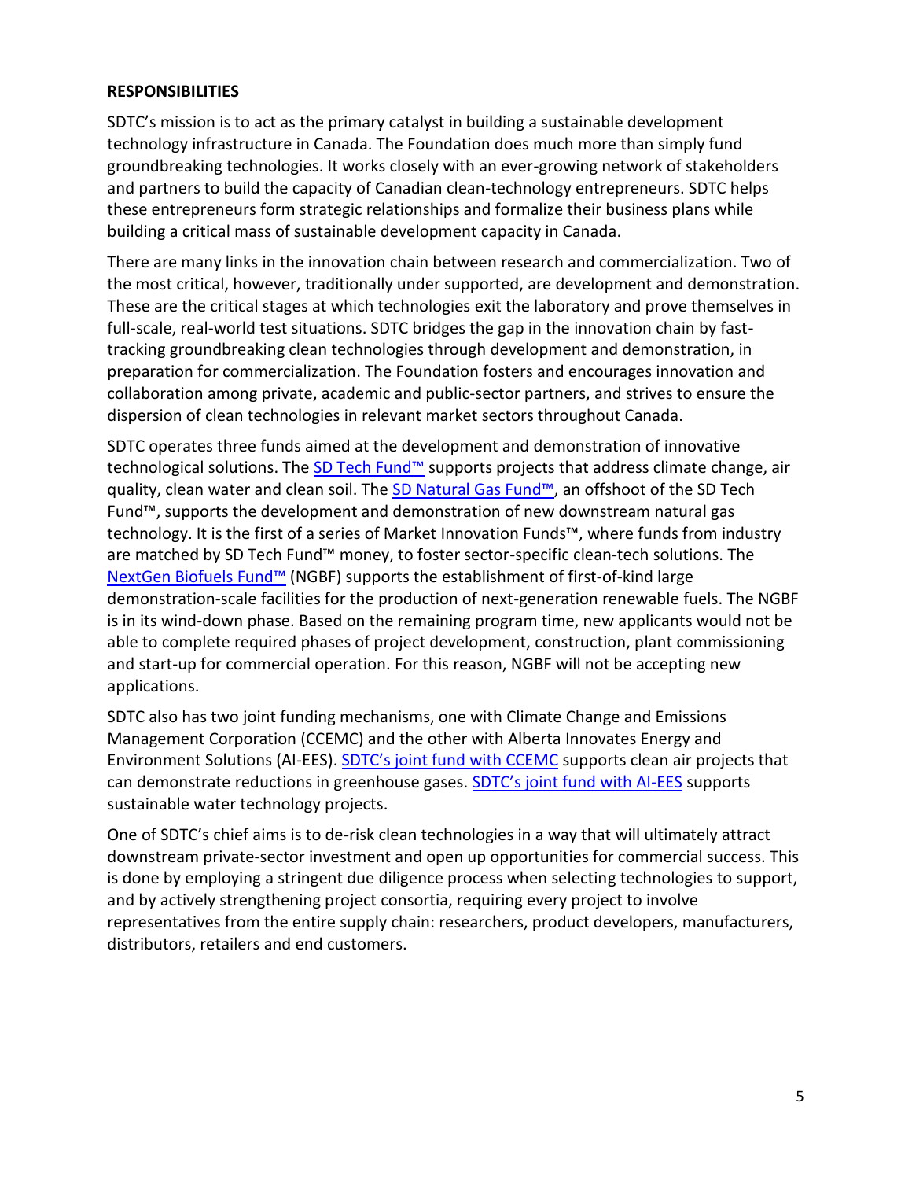**RESPONSIBILITIES**

SDTC's mission is to act as the primary catalyst in building a sustainable development technology infrastructure in Canada. The Foundation does much more than simply fund groundbreaking technologies. It works closely with an ever-growing network of stakeholders and partners to build the capacity of Canadian clean-technology entrepreneurs. SDTC helps these entrepreneurs form strategic relationships and formalize their business plans while building a critical mass of sustainable development capacity in Canada.

There are many links in the innovation chain between research and commercialization. Two of the most critical, however, traditionally under supported, are development and demonstration. These are the critical stages at which technologies exit the laboratory and prove themselves in full-scale, real-world test situations. SDTC bridges the gap in the innovation chain by fast-tracking groundbreaking clean technologies through development and demonstration, in preparation for commercialization. The Foundation fosters and encourages innovation and collaboration among private, academic and public-sector partners, and strives to ensure the dispersion of clean technologies in relevant market sectors throughout Canada.

SDTC operates three funds aimed at the development and demonstration of innovative technological solutions. The SD Tech Fund™ supports projects that address climate change, air quality, clean water and clean soil. The SD Natural Gas Fund™, an offshoot of the SD Tech Fund™, supports the development and demonstration of new downstream natural gas technology. It is the first of a series of Market Innovation Funds™, where funds from industry are matched by SD Tech Fund™ money, to foster sector-specific clean-tech solutions. The NextGen Biofuels Fund™ (NGBF) supports the establishment of first-of-kind large demonstration-scale facilities for the production of next-generation renewable fuels. The NGBF is in its wind-down phase. Based on the remaining program time, new applicants would not be able to complete required phases of project development, construction, plant commissioning and start-up for commercial operation. For this reason, NGBF will not be accepting new applications.

SDTC also has two joint funding mechanisms, one with Climate Change and Emissions Management Corporation (CCEMC) and the other with Alberta Innovates Energy and Environment Solutions (AI-EES). SDTC's joint fund with CCEMC supports clean air projects that can demonstrate reductions in greenhouse gases. SDTC's joint fund with AI-EES supports sustainable water technology projects.

One of SDTC's chief aims is to de-risk clean technologies in a way that will ultimately attract downstream private-sector investment and open up opportunities for commercial success. This is done by employing a stringent due diligence process when selecting technologies to support, and by actively strengthening project consortia, requiring every project to involve representatives from the entire supply chain: researchers, product developers, manufacturers, distributors, retailers and end customers.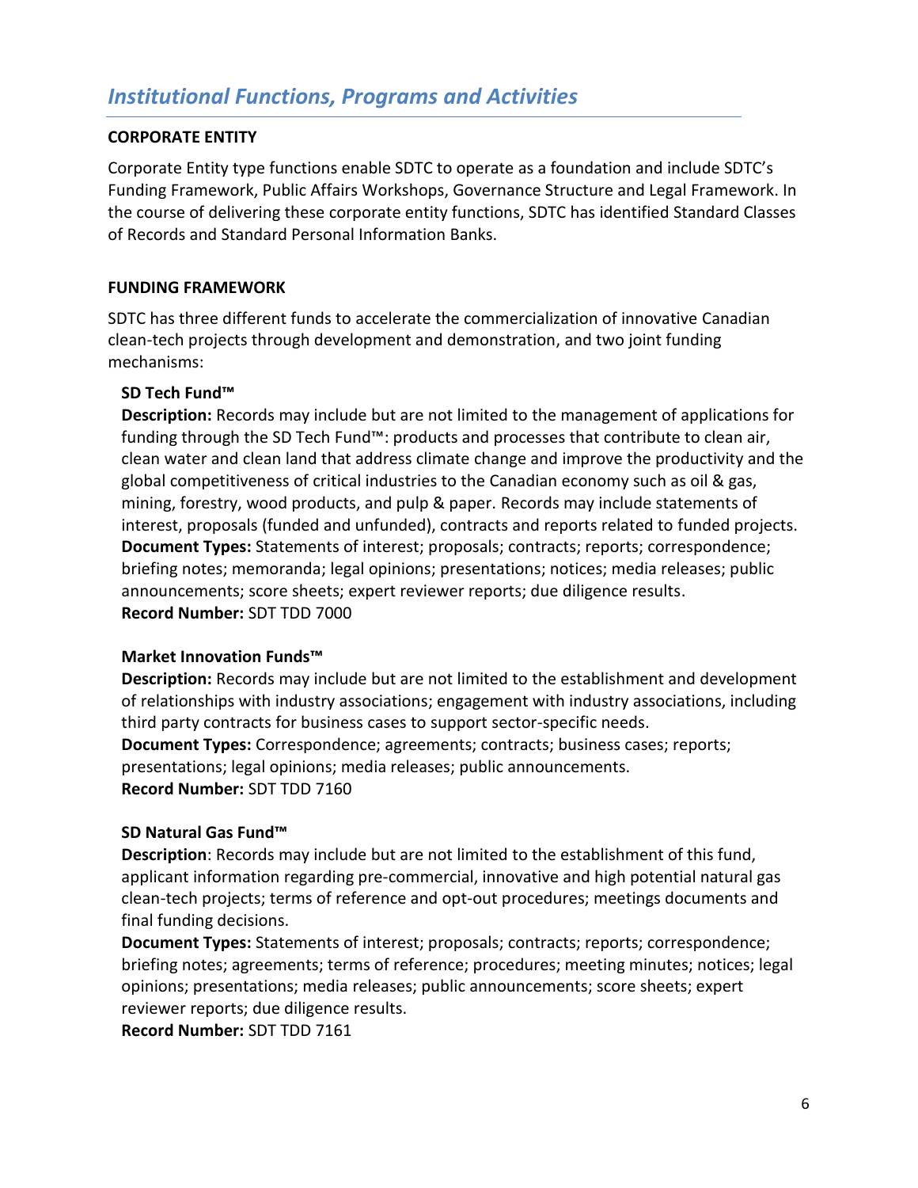## *Institutional Functions, Programs and Activities*

### CORPORATE ENTITY

Corporate Entity type functions enable SDTC to operate as a foundation and include SDTC's Funding Framework, Public Affairs Workshops, Governance Structure and Legal Framework. In the course of delivering these corporate entity functions, SDTC has identified Standard Classes of Records and Standard Personal Information Banks.

### FUNDING FRAMEWORK

SDTC has three different funds to accelerate the commercialization of innovative Canadian clean-tech projects through development and demonstration, and two joint funding mechanisms:

**SD Tech Fund™**

**Description:** Records may include but are not limited to the management of applications for funding through the SD Tech Fund™: products and processes that contribute to clean air, clean water and clean land that address climate change and improve the productivity and the global competitiveness of critical industries to the Canadian economy such as oil & gas, mining, forestry, wood products, and pulp & paper. Records may include statements of interest, proposals (funded and unfunded), contracts and reports related to funded projects.
**Document Types:** Statements of interest; proposals; contracts; reports; correspondence; briefing notes; memoranda; legal opinions; presentations; notices; media releases; public announcements; score sheets; expert reviewer reports; due diligence results.
**Record Number:** SDT TDD 7000

**Market Innovation Funds™**

**Description:** Records may include but are not limited to the establishment and development of relationships with industry associations; engagement with industry associations, including third party contracts for business cases to support sector-specific needs.
**Document Types:** Correspondence; agreements; contracts; business cases; reports; presentations; legal opinions; media releases; public announcements.
**Record Number:** SDT TDD 7160

**SD Natural Gas Fund™**

**Description**: Records may include but are not limited to the establishment of this fund, applicant information regarding pre-commercial, innovative and high potential natural gas clean-tech projects; terms of reference and opt-out procedures; meetings documents and final funding decisions.
**Document Types:** Statements of interest; proposals; contracts; reports; correspondence; briefing notes; agreements; terms of reference; procedures; meeting minutes; notices; legal opinions; presentations; media releases; public announcements; score sheets; expert reviewer reports; due diligence results.
**Record Number:** SDT TDD 7161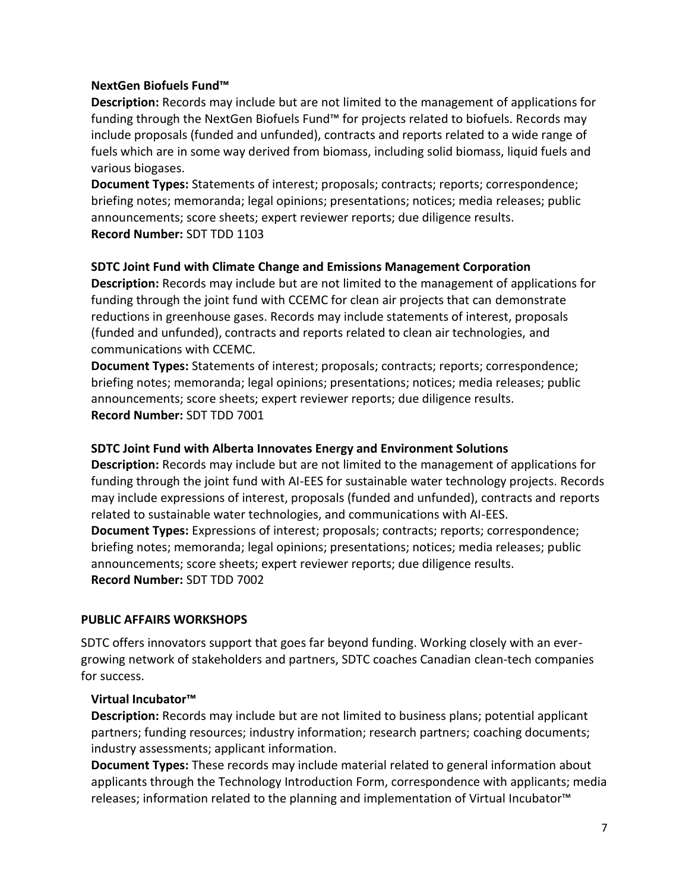### NextGen Biofuels Fund™

**Description:** Records may include but are not limited to the management of applications for funding through the NextGen Biofuels Fund™ for projects related to biofuels. Records may include proposals (funded and unfunded), contracts and reports related to a wide range of fuels which are in some way derived from biomass, including solid biomass, liquid fuels and various biogases.
**Document Types:** Statements of interest; proposals; contracts; reports; correspondence; briefing notes; memoranda; legal opinions; presentations; notices; media releases; public announcements; score sheets; expert reviewer reports; due diligence results.
**Record Number:** SDT TDD 1103

### SDTC Joint Fund with Climate Change and Emissions Management Corporation

**Description:** Records may include but are not limited to the management of applications for funding through the joint fund with CCEMC for clean air projects that can demonstrate reductions in greenhouse gases. Records may include statements of interest, proposals (funded and unfunded), contracts and reports related to clean air technologies, and communications with CCEMC.
**Document Types:** Statements of interest; proposals; contracts; reports; correspondence; briefing notes; memoranda; legal opinions; presentations; notices; media releases; public announcements; score sheets; expert reviewer reports; due diligence results.
**Record Number:** SDT TDD 7001

### SDTC Joint Fund with Alberta Innovates Energy and Environment Solutions

**Description:** Records may include but are not limited to the management of applications for funding through the joint fund with AI-EES for sustainable water technology projects. Records may include expressions of interest, proposals (funded and unfunded), contracts and reports related to sustainable water technologies, and communications with AI-EES.
**Document Types:** Expressions of interest; proposals; contracts; reports; correspondence; briefing notes; memoranda; legal opinions; presentations; notices; media releases; public announcements; score sheets; expert reviewer reports; due diligence results.
**Record Number:** SDT TDD 7002

## PUBLIC AFFAIRS WORKSHOPS

SDTC offers innovators support that goes far beyond funding. Working closely with an ever-growing network of stakeholders and partners, SDTC coaches Canadian clean-tech companies for success.

### Virtual Incubator™

**Description:** Records may include but are not limited to business plans; potential applicant partners; funding resources; industry information; research partners; coaching documents; industry assessments; applicant information.
**Document Types:** These records may include material related to general information about applicants through the Technology Introduction Form, correspondence with applicants; media releases; information related to the planning and implementation of Virtual Incubator™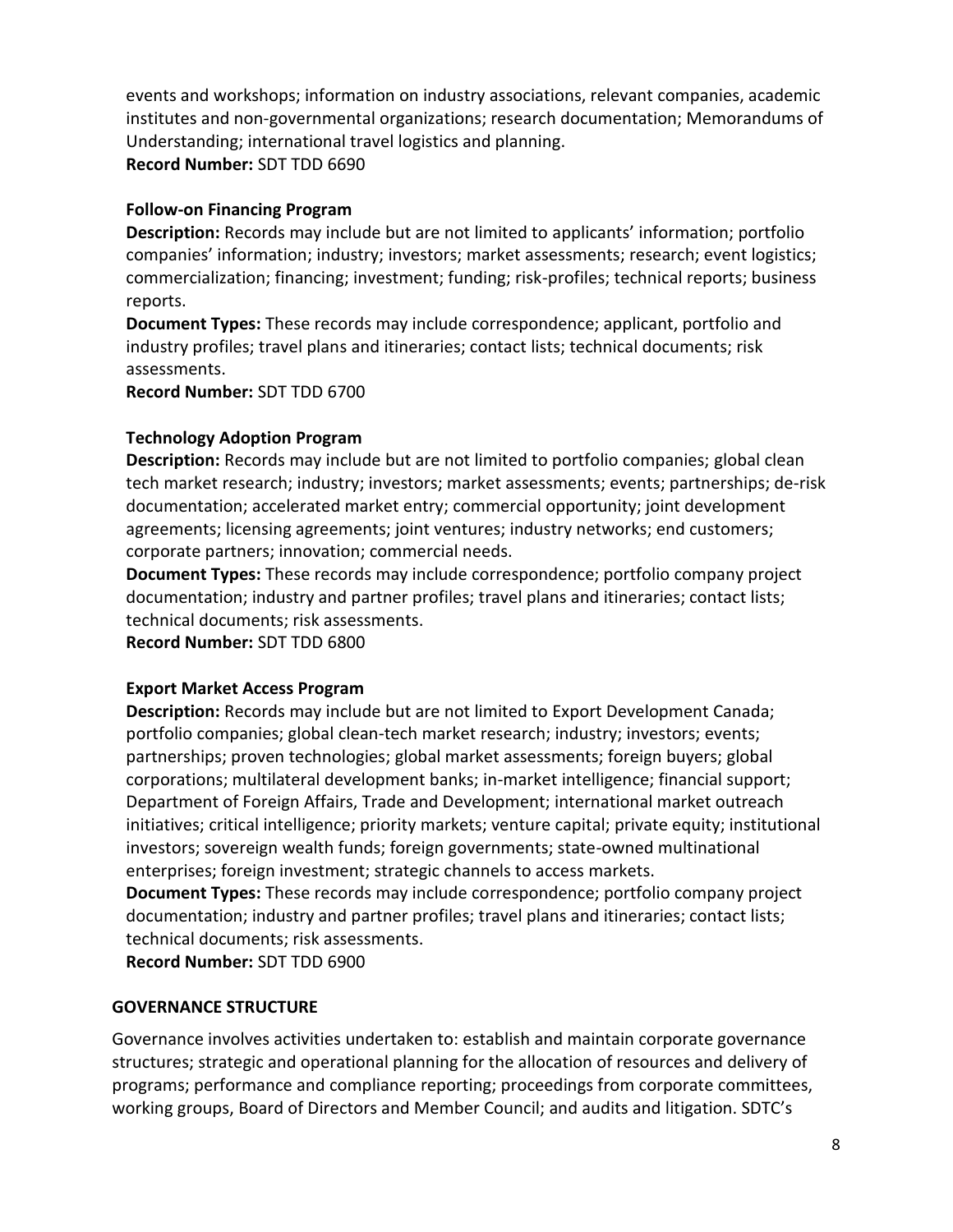events and workshops; information on industry associations, relevant companies, academic institutes and non-governmental organizations; research documentation; Memorandums of Understanding; international travel logistics and planning.
**Record Number:** SDT TDD 6690

**Follow-on Financing Program**
**Description:** Records may include but are not limited to applicants' information; portfolio companies' information; industry; investors; market assessments; research; event logistics; commercialization; financing; investment; funding; risk-profiles; technical reports; business reports.
**Document Types:** These records may include correspondence; applicant, portfolio and industry profiles; travel plans and itineraries; contact lists; technical documents; risk assessments.
**Record Number:** SDT TDD 6700

**Technology Adoption Program**
**Description:** Records may include but are not limited to portfolio companies; global clean tech market research; industry; investors; market assessments; events; partnerships; de-risk documentation; accelerated market entry; commercial opportunity; joint development agreements; licensing agreements; joint ventures; industry networks; end customers; corporate partners; innovation; commercial needs.
**Document Types:** These records may include correspondence; portfolio company project documentation; industry and partner profiles; travel plans and itineraries; contact lists; technical documents; risk assessments.
**Record Number:** SDT TDD 6800

**Export Market Access Program**
**Description:** Records may include but are not limited to Export Development Canada; portfolio companies; global clean-tech market research; industry; investors; events; partnerships; proven technologies; global market assessments; foreign buyers; global corporations; multilateral development banks; in-market intelligence; financial support; Department of Foreign Affairs, Trade and Development; international market outreach initiatives; critical intelligence; priority markets; venture capital; private equity; institutional investors; sovereign wealth funds; foreign governments; state-owned multinational enterprises; foreign investment; strategic channels to access markets.
**Document Types:** These records may include correspondence; portfolio company project documentation; industry and partner profiles; travel plans and itineraries; contact lists; technical documents; risk assessments.
**Record Number:** SDT TDD 6900

## GOVERNANCE STRUCTURE

Governance involves activities undertaken to: establish and maintain corporate governance structures; strategic and operational planning for the allocation of resources and delivery of programs; performance and compliance reporting; proceedings from corporate committees, working groups, Board of Directors and Member Council; and audits and litigation. SDTC's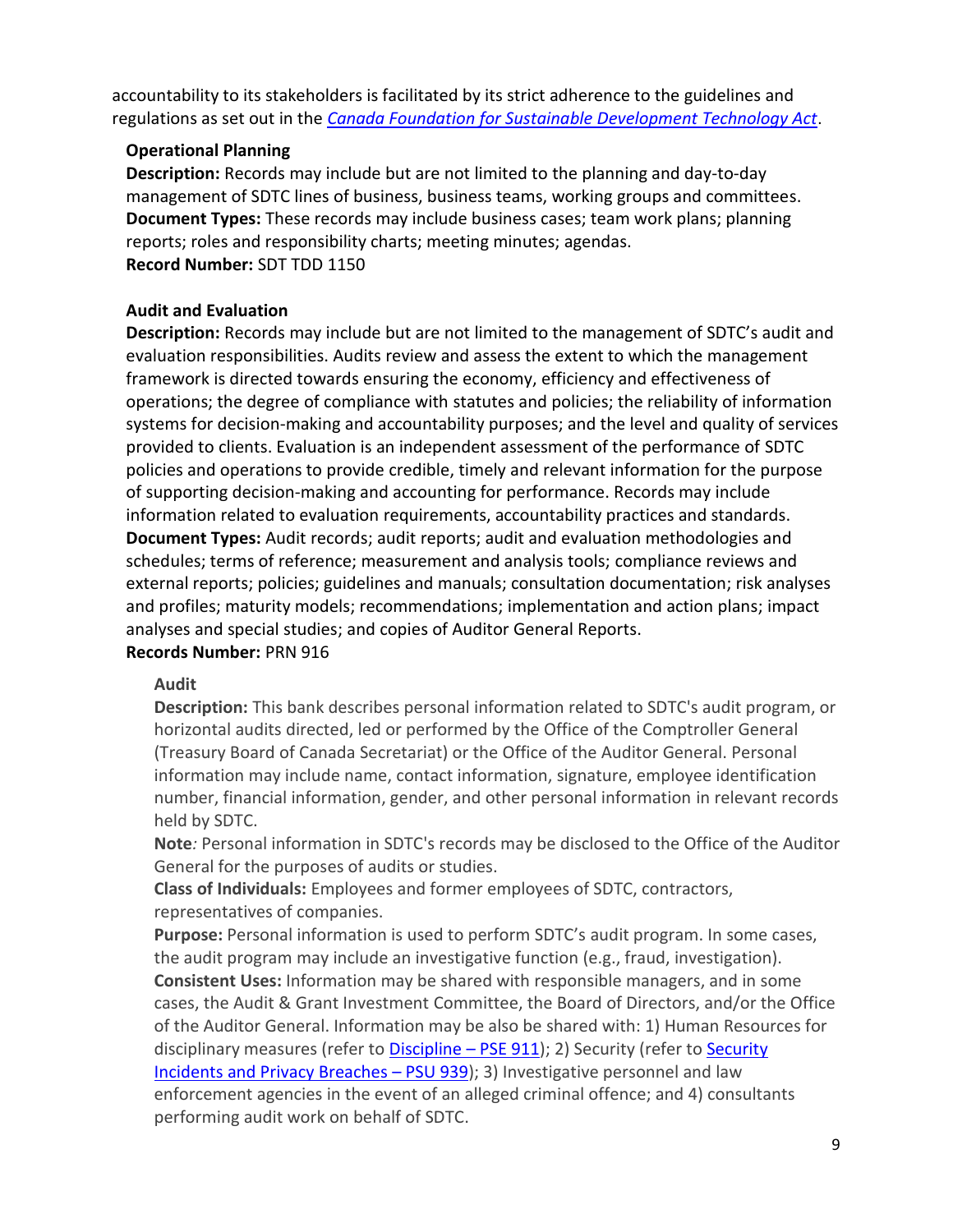accountability to its stakeholders is facilitated by its strict adherence to the guidelines and regulations as set out in the *Canada Foundation for Sustainable Development Technology Act*.

**Operational Planning**
**Description:** Records may include but are not limited to the planning and day-to-day management of SDTC lines of business, business teams, working groups and committees.
**Document Types:** These records may include business cases; team work plans; planning reports; roles and responsibility charts; meeting minutes; agendas.
**Record Number:** SDT TDD 1150

**Audit and Evaluation**
**Description:** Records may include but are not limited to the management of SDTC's audit and evaluation responsibilities. Audits review and assess the extent to which the management framework is directed towards ensuring the economy, efficiency and effectiveness of operations; the degree of compliance with statutes and policies; the reliability of information systems for decision-making and accountability purposes; and the level and quality of services provided to clients. Evaluation is an independent assessment of the performance of SDTC policies and operations to provide credible, timely and relevant information for the purpose of supporting decision-making and accounting for performance. Records may include information related to evaluation requirements, accountability practices and standards.
**Document Types:** Audit records; audit reports; audit and evaluation methodologies and schedules; terms of reference; measurement and analysis tools; compliance reviews and external reports; policies; guidelines and manuals; consultation documentation; risk analyses and profiles; maturity models; recommendations; implementation and action plans; impact analyses and special studies; and copies of Auditor General Reports.
**Records Number:** PRN 916

**Audit**
**Description:** This bank describes personal information related to SDTC's audit program, or horizontal audits directed, led or performed by the Office of the Comptroller General (Treasury Board of Canada Secretariat) or the Office of the Auditor General. Personal information may include name, contact information, signature, employee identification number, financial information, gender, and other personal information in relevant records held by SDTC.
**Note***:* Personal information in SDTC's records may be disclosed to the Office of the Auditor General for the purposes of audits or studies.
**Class of Individuals:** Employees and former employees of SDTC, contractors, representatives of companies.
**Purpose:** Personal information is used to perform SDTC's audit program. In some cases, the audit program may include an investigative function (e.g., fraud, investigation).
**Consistent Uses:** Information may be shared with responsible managers, and in some cases, the Audit & Grant Investment Committee, the Board of Directors, and/or the Office of the Auditor General. Information may be also be shared with: 1) Human Resources for disciplinary measures (refer to Discipline – PSE 911); 2) Security (refer to Security Incidents and Privacy Breaches – PSU 939); 3) Investigative personnel and law enforcement agencies in the event of an alleged criminal offence; and 4) consultants performing audit work on behalf of SDTC.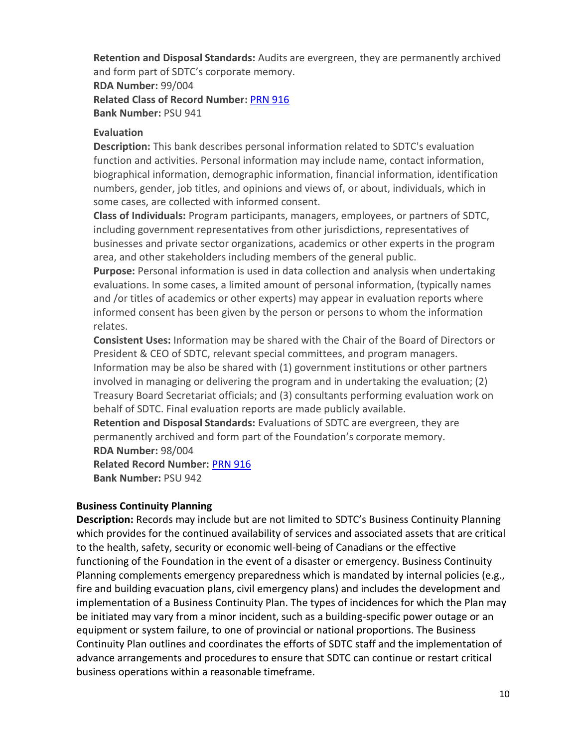**Retention and Disposal Standards:** Audits are evergreen, they are permanently archived and form part of SDTC's corporate memory.
**RDA Number:** 99/004
**Related Class of Record Number:** PRN 916
**Bank Number:** PSU 941

**Evaluation**

**Description:** This bank describes personal information related to SDTC's evaluation function and activities. Personal information may include name, contact information, biographical information, demographic information, financial information, identification numbers, gender, job titles, and opinions and views of, or about, individuals, which in some cases, are collected with informed consent.
**Class of Individuals:** Program participants, managers, employees, or partners of SDTC, including government representatives from other jurisdictions, representatives of businesses and private sector organizations, academics or other experts in the program area, and other stakeholders including members of the general public.
**Purpose:** Personal information is used in data collection and analysis when undertaking evaluations. In some cases, a limited amount of personal information, (typically names and /or titles of academics or other experts) may appear in evaluation reports where informed consent has been given by the person or persons to whom the information relates.
**Consistent Uses:** Information may be shared with the Chair of the Board of Directors or President & CEO of SDTC, relevant special committees, and program managers. Information may be also be shared with (1) government institutions or other partners involved in managing or delivering the program and in undertaking the evaluation; (2) Treasury Board Secretariat officials; and (3) consultants performing evaluation work on behalf of SDTC. Final evaluation reports are made publicly available.
**Retention and Disposal Standards:** Evaluations of SDTC are evergreen, they are permanently archived and form part of the Foundation's corporate memory.
**RDA Number:** 98/004
**Related Record Number:** PRN 916
**Bank Number:** PSU 942

**Business Continuity Planning**

**Description:** Records may include but are not limited to SDTC's Business Continuity Planning which provides for the continued availability of services and associated assets that are critical to the health, safety, security or economic well-being of Canadians or the effective functioning of the Foundation in the event of a disaster or emergency. Business Continuity Planning complements emergency preparedness which is mandated by internal policies (e.g., fire and building evacuation plans, civil emergency plans) and includes the development and implementation of a Business Continuity Plan. The types of incidences for which the Plan may be initiated may vary from a minor incident, such as a building-specific power outage or an equipment or system failure, to one of provincial or national proportions. The Business Continuity Plan outlines and coordinates the efforts of SDTC staff and the implementation of advance arrangements and procedures to ensure that SDTC can continue or restart critical business operations within a reasonable timeframe.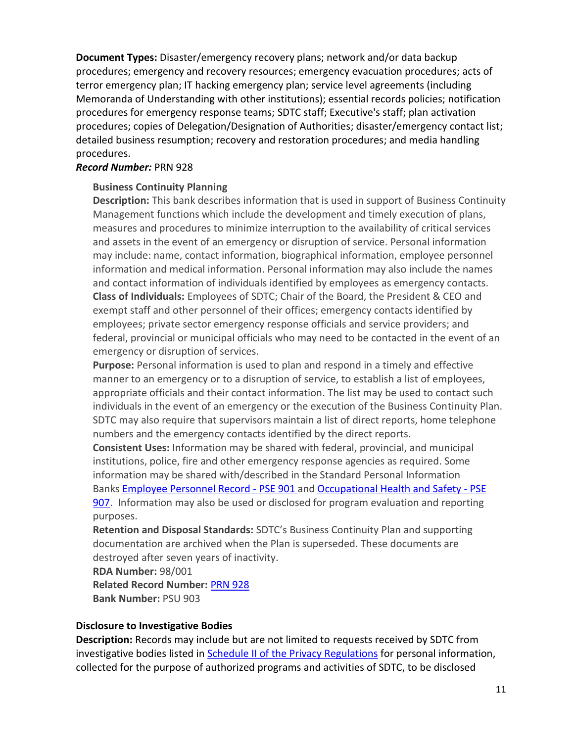**Document Types:** Disaster/emergency recovery plans; network and/or data backup procedures; emergency and recovery resources; emergency evacuation procedures; acts of terror emergency plan; IT hacking emergency plan; service level agreements (including Memoranda of Understanding with other institutions); essential records policies; notification procedures for emergency response teams; SDTC staff; Executive's staff; plan activation procedures; copies of Delegation/Designation of Authorities; disaster/emergency contact list; detailed business resumption; recovery and restoration procedures; and media handling procedures.

***Record Number:*** PRN 928

**Business Continuity Planning**

**Description:** This bank describes information that is used in support of Business Continuity Management functions which include the development and timely execution of plans, measures and procedures to minimize interruption to the availability of critical services and assets in the event of an emergency or disruption of service. Personal information may include: name, contact information, biographical information, employee personnel information and medical information. Personal information may also include the names and contact information of individuals identified by employees as emergency contacts.

**Class of Individuals:** Employees of SDTC; Chair of the Board, the President & CEO and exempt staff and other personnel of their offices; emergency contacts identified by employees; private sector emergency response officials and service providers; and federal, provincial or municipal officials who may need to be contacted in the event of an emergency or disruption of services.

**Purpose:** Personal information is used to plan and respond in a timely and effective manner to an emergency or to a disruption of service, to establish a list of employees, appropriate officials and their contact information. The list may be used to contact such individuals in the event of an emergency or the execution of the Business Continuity Plan. SDTC may also require that supervisors maintain a list of direct reports, home telephone numbers and the emergency contacts identified by the direct reports.

**Consistent Uses:** Information may be shared with federal, provincial, and municipal institutions, police, fire and other emergency response agencies as required. Some information may be shared with/described in the Standard Personal Information Banks [Employee Personnel Record - PSE 901](#) and [Occupational Health and Safety - PSE 907](#). Information may also be used or disclosed for program evaluation and reporting purposes.

**Retention and Disposal Standards:** SDTC's Business Continuity Plan and supporting documentation are archived when the Plan is superseded. These documents are destroyed after seven years of inactivity.

**RDA Number:** 98/001

**Related Record Number:** [PRN 928](#)

**Bank Number:** PSU 903

**Disclosure to Investigative Bodies**

**Description:** Records may include but are not limited to requests received by SDTC from investigative bodies listed in [Schedule II of the Privacy Regulations](#) for personal information, collected for the purpose of authorized programs and activities of SDTC, to be disclosed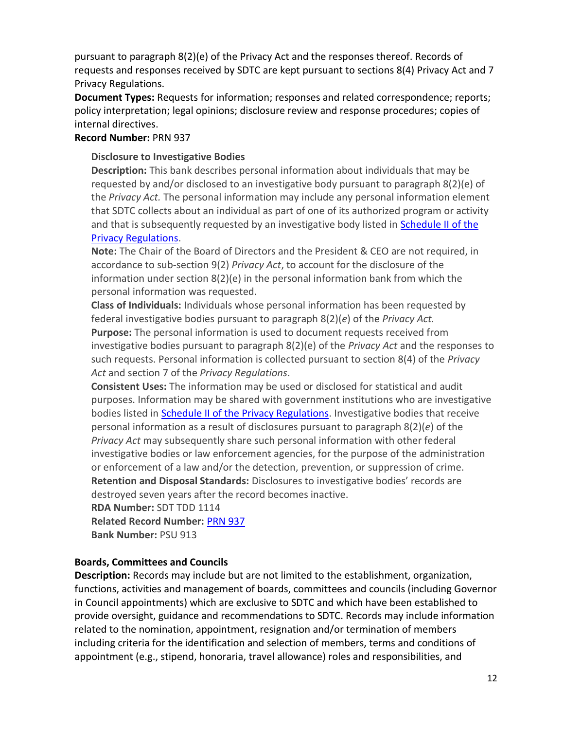pursuant to paragraph 8(2)(e) of the Privacy Act and the responses thereof. Records of requests and responses received by SDTC are kept pursuant to sections 8(4) Privacy Act and 7 Privacy Regulations.
**Document Types:** Requests for information; responses and related correspondence; reports; policy interpretation; legal opinions; disclosure review and response procedures; copies of internal directives.
**Record Number:** PRN 937

**Disclosure to Investigative Bodies**
**Description:** This bank describes personal information about individuals that may be requested by and/or disclosed to an investigative body pursuant to paragraph 8(2)(e) of the *Privacy Act.* The personal information may include any personal information element that SDTC collects about an individual as part of one of its authorized program or activity and that is subsequently requested by an investigative body listed in [Schedule II of the Privacy Regulations].
**Note:** The Chair of the Board of Directors and the President & CEO are not required, in accordance to sub-section 9(2) *Privacy Act*, to account for the disclosure of the information under section 8(2)(e) in the personal information bank from which the personal information was requested.
**Class of Individuals:** Individuals whose personal information has been requested by federal investigative bodies pursuant to paragraph 8(2)(*e*) of the *Privacy Act.*
**Purpose:** The personal information is used to document requests received from investigative bodies pursuant to paragraph 8(2)(e) of the *Privacy Act* and the responses to such requests. Personal information is collected pursuant to section 8(4) of the *Privacy Act* and section 7 of the *Privacy Regulations*.
**Consistent Uses:** The information may be used or disclosed for statistical and audit purposes. Information may be shared with government institutions who are investigative bodies listed in [Schedule II of the Privacy Regulations]. Investigative bodies that receive personal information as a result of disclosures pursuant to paragraph 8(2)(*e*) of the *Privacy Act* may subsequently share such personal information with other federal investigative bodies or law enforcement agencies, for the purpose of the administration or enforcement of a law and/or the detection, prevention, or suppression of crime.
**Retention and Disposal Standards:** Disclosures to investigative bodies' records are destroyed seven years after the record becomes inactive.
**RDA Number:** SDT TDD 1114
**Related Record Number:** [PRN 937]
**Bank Number:** PSU 913

**Boards, Committees and Councils**
**Description:** Records may include but are not limited to the establishment, organization, functions, activities and management of boards, committees and councils (including Governor in Council appointments) which are exclusive to SDTC and which have been established to provide oversight, guidance and recommendations to SDTC. Records may include information related to the nomination, appointment, resignation and/or termination of members including criteria for the identification and selection of members, terms and conditions of appointment (e.g., stipend, honoraria, travel allowance) roles and responsibilities, and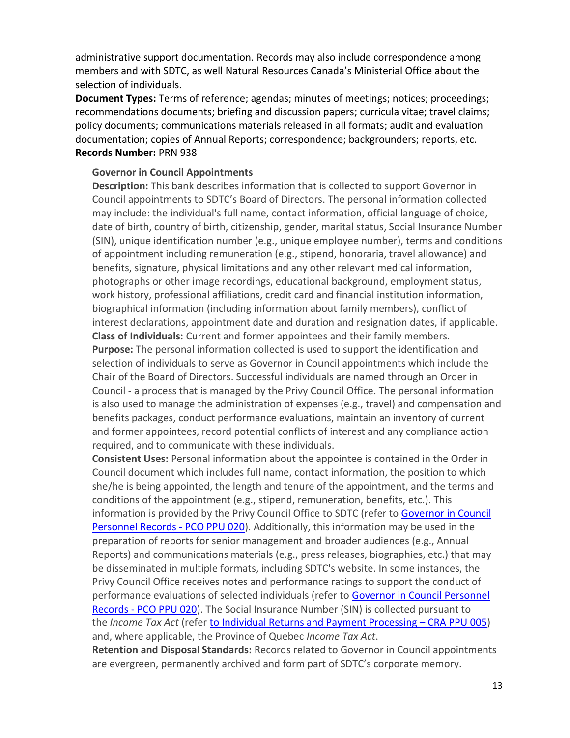administrative support documentation. Records may also include correspondence among members and with SDTC, as well Natural Resources Canada's Ministerial Office about the selection of individuals.

**Document Types:** Terms of reference; agendas; minutes of meetings; notices; proceedings; recommendations documents; briefing and discussion papers; curricula vitae; travel claims; policy documents; communications materials released in all formats; audit and evaluation documentation; copies of Annual Reports; correspondence; backgrounders; reports, etc.
**Records Number:** PRN 938

**Governor in Council Appointments**

**Description:** This bank describes information that is collected to support Governor in Council appointments to SDTC's Board of Directors. The personal information collected may include: the individual's full name, contact information, official language of choice, date of birth, country of birth, citizenship, gender, marital status, Social Insurance Number (SIN), unique identification number (e.g., unique employee number), terms and conditions of appointment including remuneration (e.g., stipend, honoraria, travel allowance) and benefits, signature, physical limitations and any other relevant medical information, photographs or other image recordings, educational background, employment status, work history, professional affiliations, credit card and financial institution information, biographical information (including information about family members), conflict of interest declarations, appointment date and duration and resignation dates, if applicable.
**Class of Individuals:** Current and former appointees and their family members.
**Purpose:** The personal information collected is used to support the identification and selection of individuals to serve as Governor in Council appointments which include the Chair of the Board of Directors. Successful individuals are named through an Order in Council - a process that is managed by the Privy Council Office. The personal information is also used to manage the administration of expenses (e.g., travel) and compensation and benefits packages, conduct performance evaluations, maintain an inventory of current and former appointees, record potential conflicts of interest and any compliance action required, and to communicate with these individuals.
**Consistent Uses:** Personal information about the appointee is contained in the Order in Council document which includes full name, contact information, the position to which she/he is being appointed, the length and tenure of the appointment, and the terms and conditions of the appointment (e.g., stipend, remuneration, benefits, etc.). This information is provided by the Privy Council Office to SDTC (refer to Governor in Council Personnel Records - PCO PPU 020). Additionally, this information may be used in the preparation of reports for senior management and broader audiences (e.g., Annual Reports) and communications materials (e.g., press releases, biographies, etc.) that may be disseminated in multiple formats, including SDTC's website. In some instances, the Privy Council Office receives notes and performance ratings to support the conduct of performance evaluations of selected individuals (refer to Governor in Council Personnel Records - PCO PPU 020). The Social Insurance Number (SIN) is collected pursuant to the *Income Tax Act* (refer to Individual Returns and Payment Processing – CRA PPU 005) and, where applicable, the Province of Quebec *Income Tax Act*.
**Retention and Disposal Standards:** Records related to Governor in Council appointments are evergreen, permanently archived and form part of SDTC's corporate memory.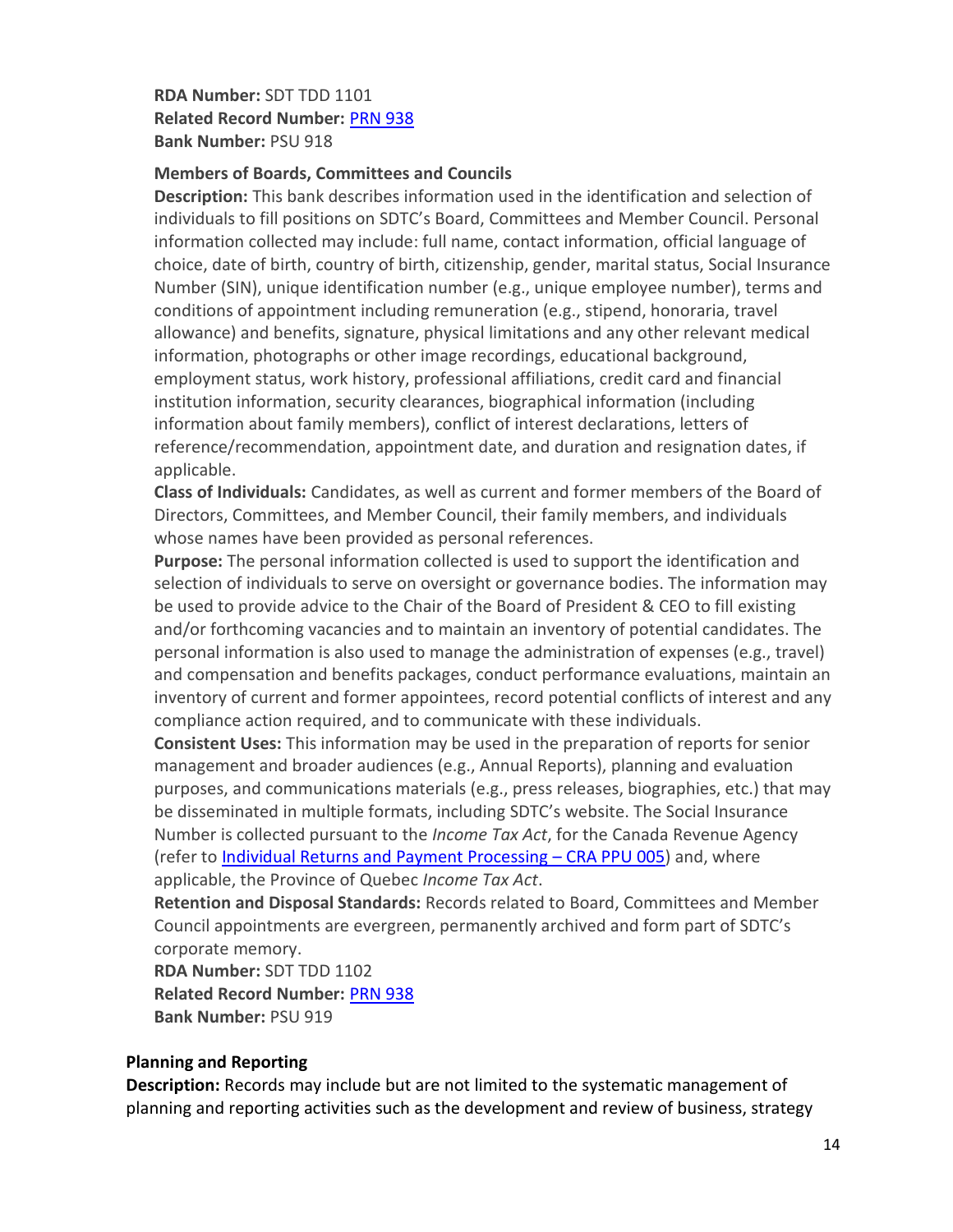**RDA Number:** SDT TDD 1101
**Related Record Number:** [PRN 938]
**Bank Number:** PSU 918

**Members of Boards, Committees and Councils**
**Description:** This bank describes information used in the identification and selection of individuals to fill positions on SDTC's Board, Committees and Member Council. Personal information collected may include: full name, contact information, official language of choice, date of birth, country of birth, citizenship, gender, marital status, Social Insurance Number (SIN), unique identification number (e.g., unique employee number), terms and conditions of appointment including remuneration (e.g., stipend, honoraria, travel allowance) and benefits, signature, physical limitations and any other relevant medical information, photographs or other image recordings, educational background, employment status, work history, professional affiliations, credit card and financial institution information, security clearances, biographical information (including information about family members), conflict of interest declarations, letters of reference/recommendation, appointment date, and duration and resignation dates, if applicable.
**Class of Individuals:** Candidates, as well as current and former members of the Board of Directors, Committees, and Member Council, their family members, and individuals whose names have been provided as personal references.
**Purpose:** The personal information collected is used to support the identification and selection of individuals to serve on oversight or governance bodies. The information may be used to provide advice to the Chair of the Board of President & CEO to fill existing and/or forthcoming vacancies and to maintain an inventory of potential candidates. The personal information is also used to manage the administration of expenses (e.g., travel) and compensation and benefits packages, conduct performance evaluations, maintain an inventory of current and former appointees, record potential conflicts of interest and any compliance action required, and to communicate with these individuals.
**Consistent Uses:** This information may be used in the preparation of reports for senior management and broader audiences (e.g., Annual Reports), planning and evaluation purposes, and communications materials (e.g., press releases, biographies, etc.) that may be disseminated in multiple formats, including SDTC's website. The Social Insurance Number is collected pursuant to the *Income Tax Act*, for the Canada Revenue Agency (refer to [Individual Returns and Payment Processing – CRA PPU 005]) and, where applicable, the Province of Quebec *Income Tax Act*.
**Retention and Disposal Standards:** Records related to Board, Committees and Member Council appointments are evergreen, permanently archived and form part of SDTC's corporate memory.
**RDA Number:** SDT TDD 1102
**Related Record Number:** [PRN 938]
**Bank Number:** PSU 919

**Planning and Reporting**
**Description:** Records may include but are not limited to the systematic management of planning and reporting activities such as the development and review of business, strategy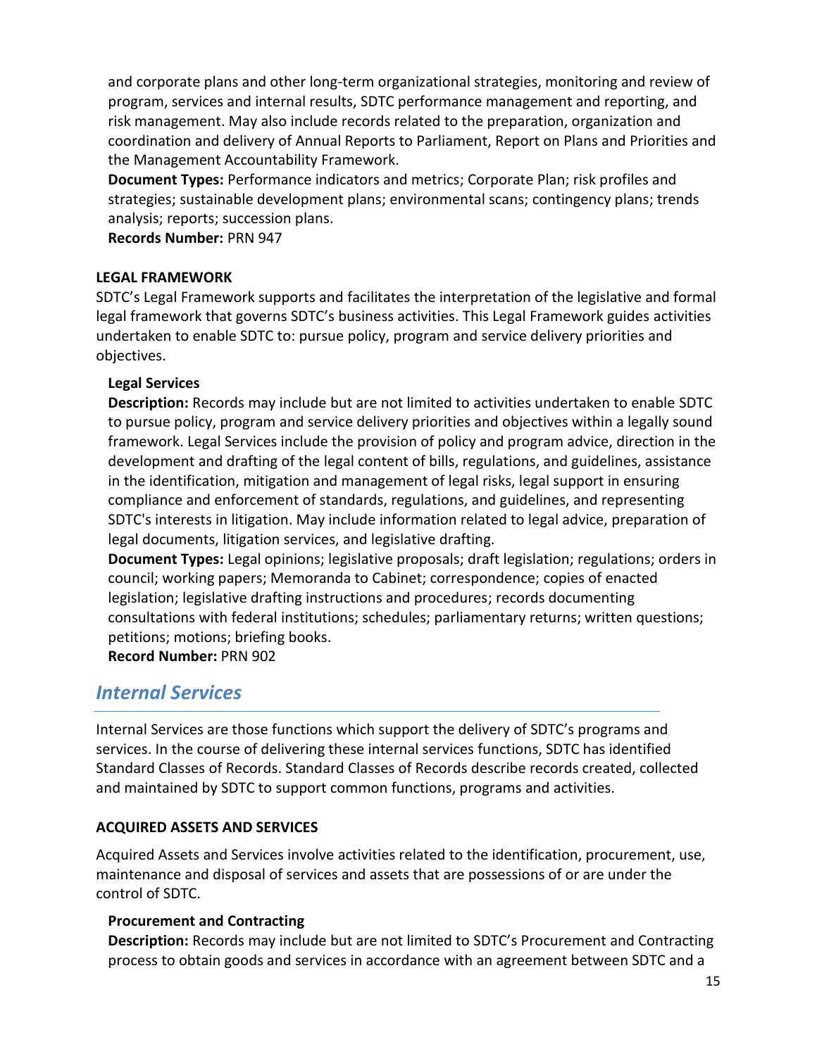and corporate plans and other long-term organizational strategies, monitoring and review of program, services and internal results, SDTC performance management and reporting, and risk management. May also include records related to the preparation, organization and coordination and delivery of Annual Reports to Parliament, Report on Plans and Priorities and the Management Accountability Framework.

**Document Types:** Performance indicators and metrics; Corporate Plan; risk profiles and strategies; sustainable development plans; environmental scans; contingency plans; trends analysis; reports; succession plans.

**Records Number:** PRN 947

#### LEGAL FRAMEWORK

SDTC's Legal Framework supports and facilitates the interpretation of the legislative and formal legal framework that governs SDTC's business activities. This Legal Framework guides activities undertaken to enable SDTC to: pursue policy, program and service delivery priorities and objectives.

**Legal Services**

**Description:** Records may include but are not limited to activities undertaken to enable SDTC to pursue policy, program and service delivery priorities and objectives within a legally sound framework. Legal Services include the provision of policy and program advice, direction in the development and drafting of the legal content of bills, regulations, and guidelines, assistance in the identification, mitigation and management of legal risks, legal support in ensuring compliance and enforcement of standards, regulations, and guidelines, and representing SDTC's interests in litigation. May include information related to legal advice, preparation of legal documents, litigation services, and legislative drafting.

**Document Types:** Legal opinions; legislative proposals; draft legislation; regulations; orders in council; working papers; Memoranda to Cabinet; correspondence; copies of enacted legislation; legislative drafting instructions and procedures; records documenting consultations with federal institutions; schedules; parliamentary returns; written questions; petitions; motions; briefing books.

**Record Number:** PRN 902

## *Internal Services*

Internal Services are those functions which support the delivery of SDTC's programs and services. In the course of delivering these internal services functions, SDTC has identified Standard Classes of Records. Standard Classes of Records describe records created, collected and maintained by SDTC to support common functions, programs and activities.

#### ACQUIRED ASSETS AND SERVICES

Acquired Assets and Services involve activities related to the identification, procurement, use, maintenance and disposal of services and assets that are possessions of or are under the control of SDTC.

**Procurement and Contracting**

**Description:** Records may include but are not limited to SDTC's Procurement and Contracting process to obtain goods and services in accordance with an agreement between SDTC and a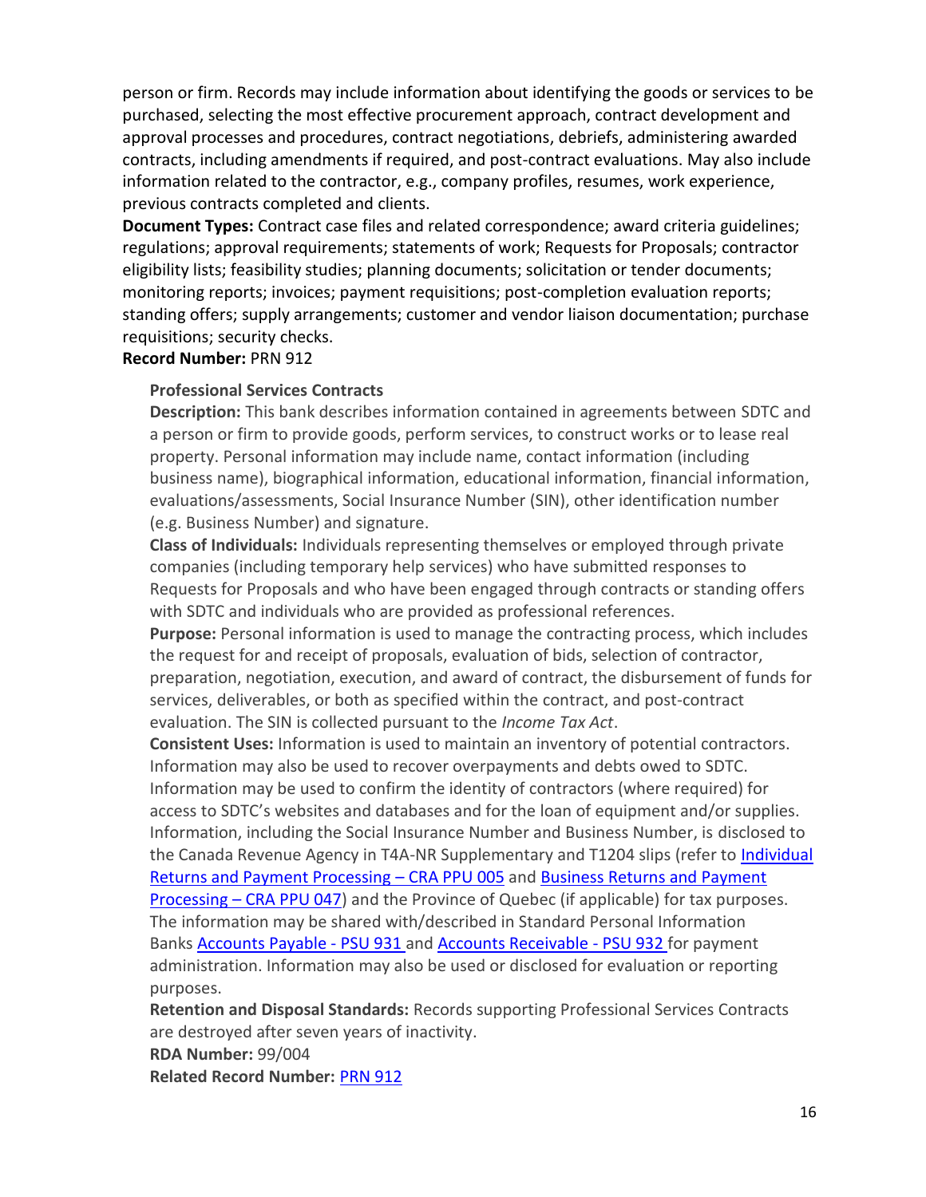person or firm. Records may include information about identifying the goods or services to be purchased, selecting the most effective procurement approach, contract development and approval processes and procedures, contract negotiations, debriefs, administering awarded contracts, including amendments if required, and post-contract evaluations. May also include information related to the contractor, e.g., company profiles, resumes, work experience, previous contracts completed and clients.

**Document Types:** Contract case files and related correspondence; award criteria guidelines; regulations; approval requirements; statements of work; Requests for Proposals; contractor eligibility lists; feasibility studies; planning documents; solicitation or tender documents; monitoring reports; invoices; payment requisitions; post-completion evaluation reports; standing offers; supply arrangements; customer and vendor liaison documentation; purchase requisitions; security checks.

**Record Number:** PRN 912

**Professional Services Contracts**

**Description:** This bank describes information contained in agreements between SDTC and a person or firm to provide goods, perform services, to construct works or to lease real property. Personal information may include name, contact information (including business name), biographical information, educational information, financial information, evaluations/assessments, Social Insurance Number (SIN), other identification number (e.g. Business Number) and signature.

**Class of Individuals:** Individuals representing themselves or employed through private companies (including temporary help services) who have submitted responses to Requests for Proposals and who have been engaged through contracts or standing offers with SDTC and individuals who are provided as professional references.

**Purpose:** Personal information is used to manage the contracting process, which includes the request for and receipt of proposals, evaluation of bids, selection of contractor, preparation, negotiation, execution, and award of contract, the disbursement of funds for services, deliverables, or both as specified within the contract, and post-contract evaluation. The SIN is collected pursuant to the *Income Tax Act*.

**Consistent Uses:** Information is used to maintain an inventory of potential contractors. Information may also be used to recover overpayments and debts owed to SDTC. Information may be used to confirm the identity of contractors (where required) for access to SDTC's websites and databases and for the loan of equipment and/or supplies. Information, including the Social Insurance Number and Business Number, is disclosed to the Canada Revenue Agency in T4A-NR Supplementary and T1204 slips (refer to Individual Returns and Payment Processing – CRA PPU 005 and Business Returns and Payment Processing – CRA PPU 047) and the Province of Quebec (if applicable) for tax purposes. The information may be shared with/described in Standard Personal Information Banks Accounts Payable - PSU 931 and Accounts Receivable - PSU 932 for payment administration. Information may also be used or disclosed for evaluation or reporting purposes.

**Retention and Disposal Standards:** Records supporting Professional Services Contracts are destroyed after seven years of inactivity.

**RDA Number:** 99/004

**Related Record Number:** PRN 912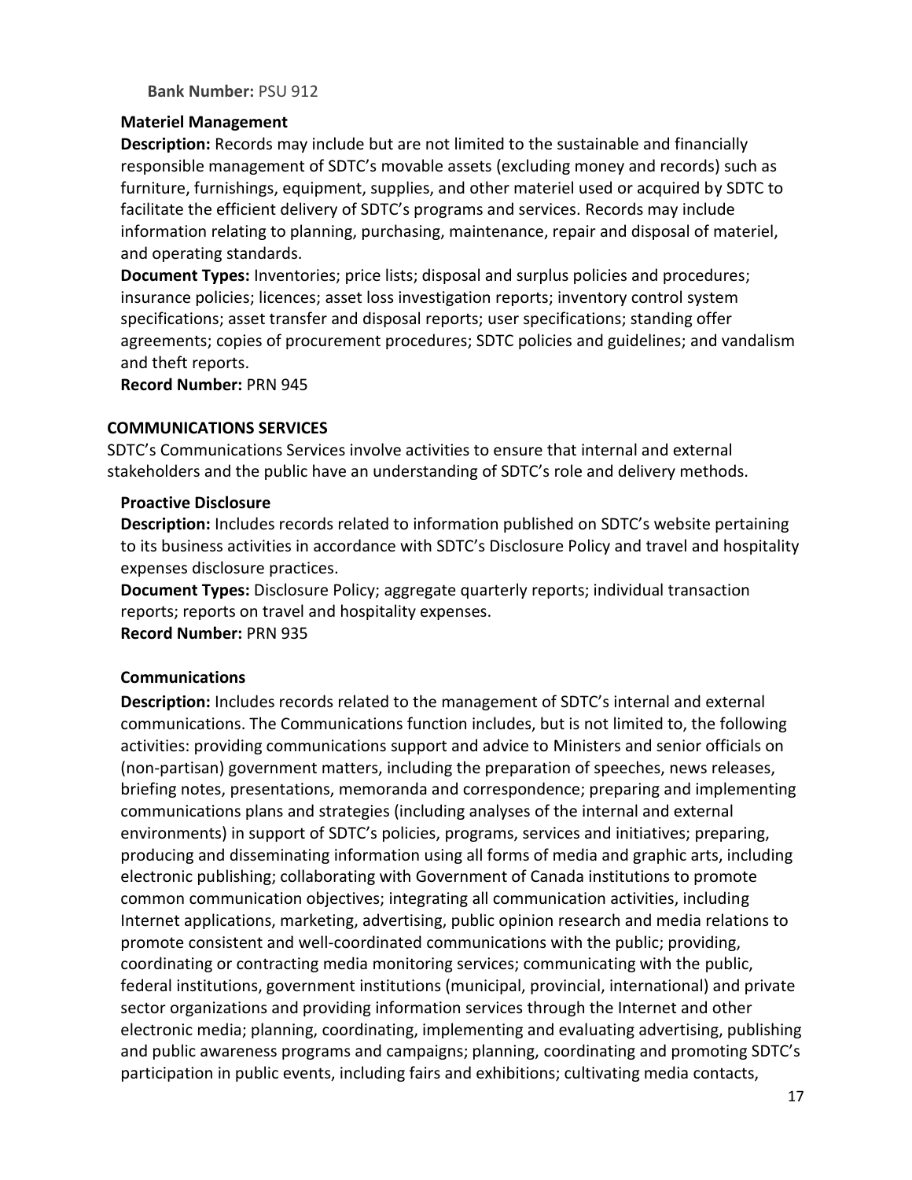**Bank Number:** PSU 912

### Materiel Management

**Description:** Records may include but are not limited to the sustainable and financially responsible management of SDTC's movable assets (excluding money and records) such as furniture, furnishings, equipment, supplies, and other materiel used or acquired by SDTC to facilitate the efficient delivery of SDTC's programs and services. Records may include information relating to planning, purchasing, maintenance, repair and disposal of materiel, and operating standards.

**Document Types:** Inventories; price lists; disposal and surplus policies and procedures; insurance policies; licences; asset loss investigation reports; inventory control system specifications; asset transfer and disposal reports; user specifications; standing offer agreements; copies of procurement procedures; SDTC policies and guidelines; and vandalism and theft reports.

**Record Number:** PRN 945

## COMMUNICATIONS SERVICES

SDTC's Communications Services involve activities to ensure that internal and external stakeholders and the public have an understanding of SDTC's role and delivery methods.

### Proactive Disclosure

**Description:** Includes records related to information published on SDTC's website pertaining to its business activities in accordance with SDTC's Disclosure Policy and travel and hospitality expenses disclosure practices.

**Document Types:** Disclosure Policy; aggregate quarterly reports; individual transaction reports; reports on travel and hospitality expenses.

**Record Number:** PRN 935

### Communications

**Description:** Includes records related to the management of SDTC's internal and external communications. The Communications function includes, but is not limited to, the following activities: providing communications support and advice to Ministers and senior officials on (non-partisan) government matters, including the preparation of speeches, news releases, briefing notes, presentations, memoranda and correspondence; preparing and implementing communications plans and strategies (including analyses of the internal and external environments) in support of SDTC's policies, programs, services and initiatives; preparing, producing and disseminating information using all forms of media and graphic arts, including electronic publishing; collaborating with Government of Canada institutions to promote common communication objectives; integrating all communication activities, including Internet applications, marketing, advertising, public opinion research and media relations to promote consistent and well-coordinated communications with the public; providing, coordinating or contracting media monitoring services; communicating with the public, federal institutions, government institutions (municipal, provincial, international) and private sector organizations and providing information services through the Internet and other electronic media; planning, coordinating, implementing and evaluating advertising, publishing and public awareness programs and campaigns; planning, coordinating and promoting SDTC's participation in public events, including fairs and exhibitions; cultivating media contacts,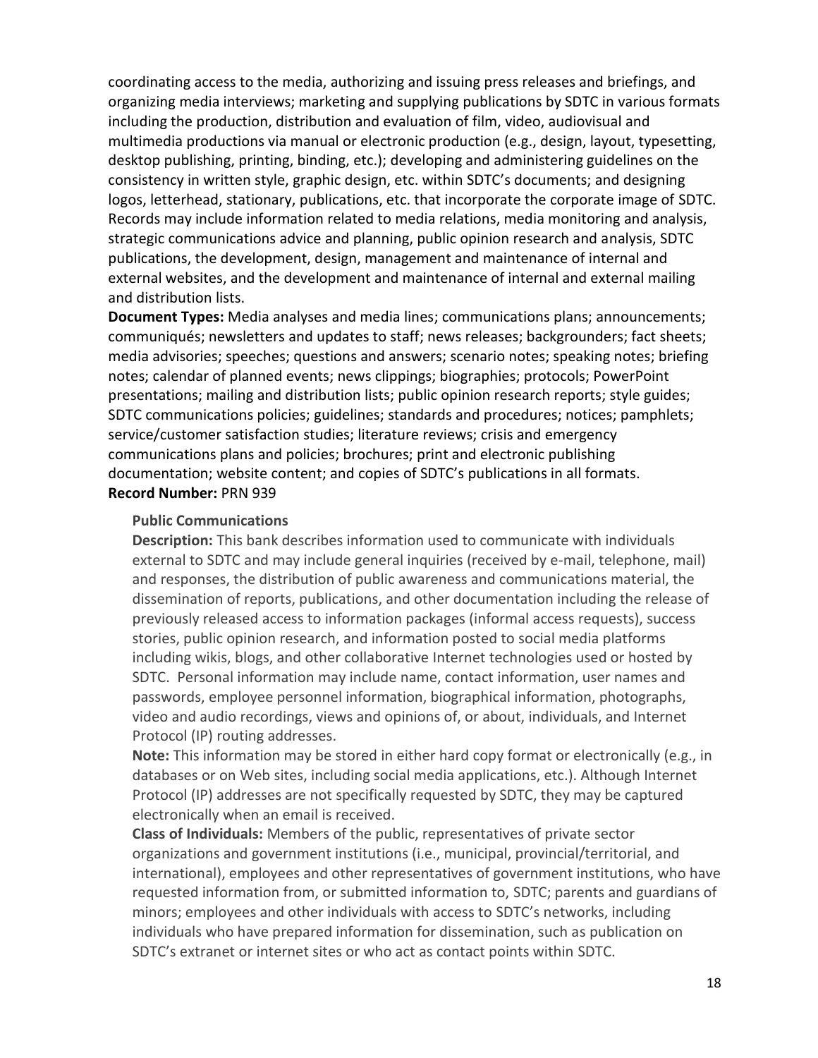coordinating access to the media, authorizing and issuing press releases and briefings, and organizing media interviews; marketing and supplying publications by SDTC in various formats including the production, distribution and evaluation of film, video, audiovisual and multimedia productions via manual or electronic production (e.g., design, layout, typesetting, desktop publishing, printing, binding, etc.); developing and administering guidelines on the consistency in written style, graphic design, etc. within SDTC's documents; and designing logos, letterhead, stationary, publications, etc. that incorporate the corporate image of SDTC. Records may include information related to media relations, media monitoring and analysis, strategic communications advice and planning, public opinion research and analysis, SDTC publications, the development, design, management and maintenance of internal and external websites, and the development and maintenance of internal and external mailing and distribution lists.

**Document Types:** Media analyses and media lines; communications plans; announcements; communiqués; newsletters and updates to staff; news releases; backgrounders; fact sheets; media advisories; speeches; questions and answers; scenario notes; speaking notes; briefing notes; calendar of planned events; news clippings; biographies; protocols; PowerPoint presentations; mailing and distribution lists; public opinion research reports; style guides; SDTC communications policies; guidelines; standards and procedures; notices; pamphlets; service/customer satisfaction studies; literature reviews; crisis and emergency communications plans and policies; brochures; print and electronic publishing documentation; website content; and copies of SDTC's publications in all formats.

**Record Number:** PRN 939

**Public Communications**

**Description:** This bank describes information used to communicate with individuals external to SDTC and may include general inquiries (received by e-mail, telephone, mail) and responses, the distribution of public awareness and communications material, the dissemination of reports, publications, and other documentation including the release of previously released access to information packages (informal access requests), success stories, public opinion research, and information posted to social media platforms including wikis, blogs, and other collaborative Internet technologies used or hosted by SDTC. Personal information may include name, contact information, user names and passwords, employee personnel information, biographical information, photographs, video and audio recordings, views and opinions of, or about, individuals, and Internet Protocol (IP) routing addresses.

**Note:** This information may be stored in either hard copy format or electronically (e.g., in databases or on Web sites, including social media applications, etc.). Although Internet Protocol (IP) addresses are not specifically requested by SDTC, they may be captured electronically when an email is received.

**Class of Individuals:** Members of the public, representatives of private sector organizations and government institutions (i.e., municipal, provincial/territorial, and international), employees and other representatives of government institutions, who have requested information from, or submitted information to, SDTC; parents and guardians of minors; employees and other individuals with access to SDTC's networks, including individuals who have prepared information for dissemination, such as publication on SDTC's extranet or internet sites or who act as contact points within SDTC.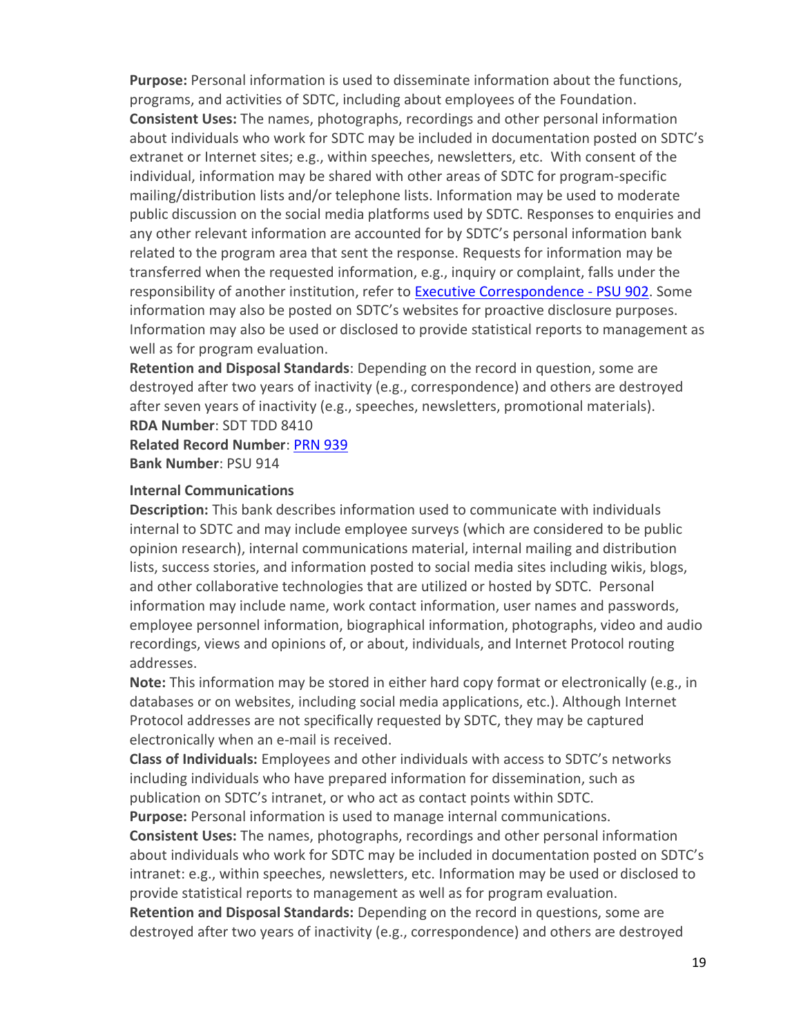**Purpose:** Personal information is used to disseminate information about the functions, programs, and activities of SDTC, including about employees of the Foundation.
**Consistent Uses:** The names, photographs, recordings and other personal information about individuals who work for SDTC may be included in documentation posted on SDTC's extranet or Internet sites; e.g., within speeches, newsletters, etc. With consent of the individual, information may be shared with other areas of SDTC for program-specific mailing/distribution lists and/or telephone lists. Information may be used to moderate public discussion on the social media platforms used by SDTC. Responses to enquiries and any other relevant information are accounted for by SDTC's personal information bank related to the program area that sent the response. Requests for information may be transferred when the requested information, e.g., inquiry or complaint, falls under the responsibility of another institution, refer to Executive Correspondence - PSU 902. Some information may also be posted on SDTC's websites for proactive disclosure purposes. Information may also be used or disclosed to provide statistical reports to management as well as for program evaluation.
**Retention and Disposal Standards**: Depending on the record in question, some are destroyed after two years of inactivity (e.g., correspondence) and others are destroyed after seven years of inactivity (e.g., speeches, newsletters, promotional materials).
**RDA Number**: SDT TDD 8410
**Related Record Number**: PRN 939
**Bank Number**: PSU 914

**Internal Communications**

**Description:** This bank describes information used to communicate with individuals internal to SDTC and may include employee surveys (which are considered to be public opinion research), internal communications material, internal mailing and distribution lists, success stories, and information posted to social media sites including wikis, blogs, and other collaborative technologies that are utilized or hosted by SDTC. Personal information may include name, work contact information, user names and passwords, employee personnel information, biographical information, photographs, video and audio recordings, views and opinions of, or about, individuals, and Internet Protocol routing addresses.
**Note:** This information may be stored in either hard copy format or electronically (e.g., in databases or on websites, including social media applications, etc.). Although Internet Protocol addresses are not specifically requested by SDTC, they may be captured electronically when an e-mail is received.
**Class of Individuals:** Employees and other individuals with access to SDTC's networks including individuals who have prepared information for dissemination, such as publication on SDTC's intranet, or who act as contact points within SDTC.
**Purpose:** Personal information is used to manage internal communications.
**Consistent Uses:** The names, photographs, recordings and other personal information about individuals who work for SDTC may be included in documentation posted on SDTC's intranet: e.g., within speeches, newsletters, etc. Information may be used or disclosed to provide statistical reports to management as well as for program evaluation.
**Retention and Disposal Standards:** Depending on the record in questions, some are destroyed after two years of inactivity (e.g., correspondence) and others are destroyed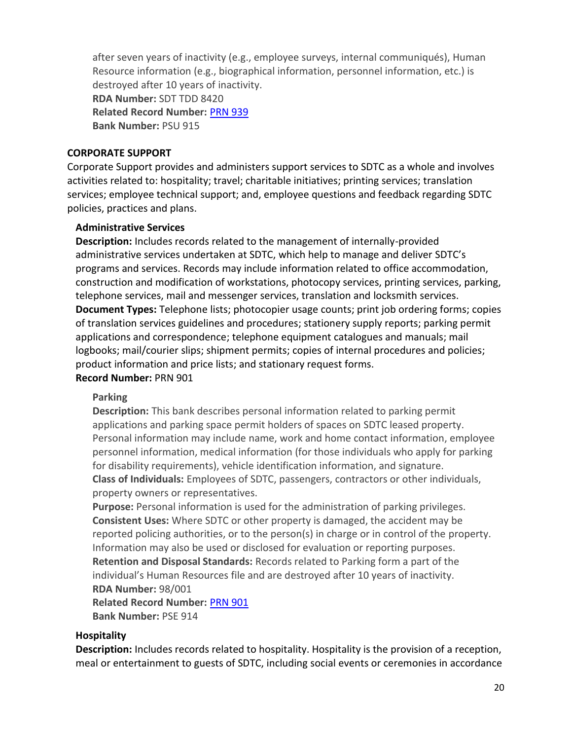after seven years of inactivity (e.g., employee surveys, internal communiqués), Human Resource information (e.g., biographical information, personnel information, etc.) is destroyed after 10 years of inactivity.
**RDA Number:** SDT TDD 8420
**Related Record Number:** PRN 939
**Bank Number:** PSU 915

## CORPORATE SUPPORT

Corporate Support provides and administers support services to SDTC as a whole and involves activities related to: hospitality; travel; charitable initiatives; printing services; translation services; employee technical support; and, employee questions and feedback regarding SDTC policies, practices and plans.

### Administrative Services

**Description:** Includes records related to the management of internally-provided administrative services undertaken at SDTC, which help to manage and deliver SDTC's programs and services. Records may include information related to office accommodation, construction and modification of workstations, photocopy services, printing services, parking, telephone services, mail and messenger services, translation and locksmith services.
**Document Types:** Telephone lists; photocopier usage counts; print job ordering forms; copies of translation services guidelines and procedures; stationery supply reports; parking permit applications and correspondence; telephone equipment catalogues and manuals; mail logbooks; mail/courier slips; shipment permits; copies of internal procedures and policies; product information and price lists; and stationary request forms.
**Record Number:** PRN 901

#### Parking

**Description:** This bank describes personal information related to parking permit applications and parking space permit holders of spaces on SDTC leased property. Personal information may include name, work and home contact information, employee personnel information, medical information (for those individuals who apply for parking for disability requirements), vehicle identification information, and signature.
**Class of Individuals:** Employees of SDTC, passengers, contractors or other individuals, property owners or representatives.
**Purpose:** Personal information is used for the administration of parking privileges.
**Consistent Uses:** Where SDTC or other property is damaged, the accident may be reported policing authorities, or to the person(s) in charge or in control of the property. Information may also be used or disclosed for evaluation or reporting purposes.
**Retention and Disposal Standards:** Records related to Parking form a part of the individual's Human Resources file and are destroyed after 10 years of inactivity.
**RDA Number:** 98/001
**Related Record Number:** PRN 901
**Bank Number:** PSE 914

### Hospitality

**Description:** Includes records related to hospitality. Hospitality is the provision of a reception, meal or entertainment to guests of SDTC, including social events or ceremonies in accordance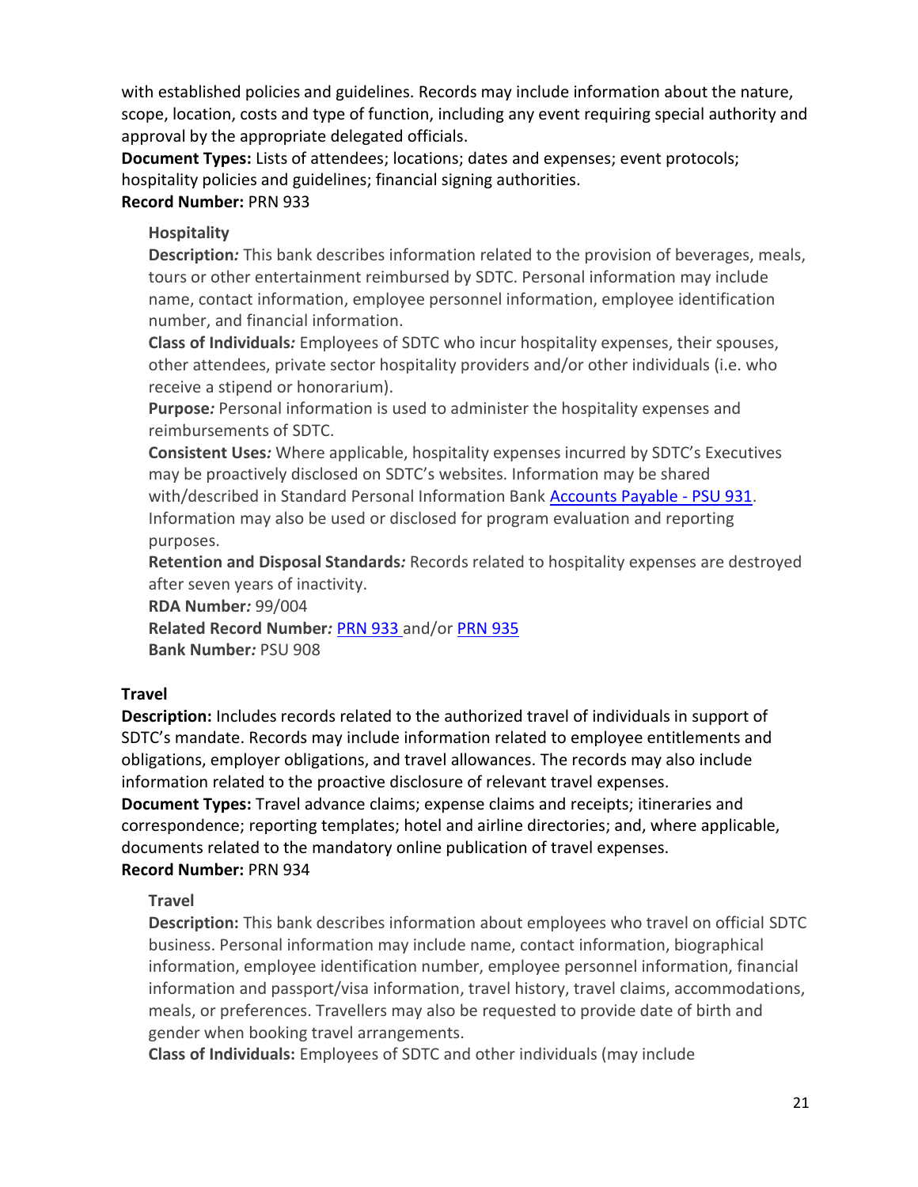with established policies and guidelines. Records may include information about the nature, scope, location, costs and type of function, including any event requiring special authority and approval by the appropriate delegated officials.

**Document Types:** Lists of attendees; locations; dates and expenses; event protocols; hospitality policies and guidelines; financial signing authorities.

**Record Number:** PRN 933

> **Hospitality**
>
> **Description***:* This bank describes information related to the provision of beverages, meals, tours or other entertainment reimbursed by SDTC. Personal information may include name, contact information, employee personnel information, employee identification number, and financial information.
>
> **Class of Individuals***:* Employees of SDTC who incur hospitality expenses, their spouses, other attendees, private sector hospitality providers and/or other individuals (i.e. who receive a stipend or honorarium).
>
> **Purpose***:* Personal information is used to administer the hospitality expenses and reimbursements of SDTC.
>
> **Consistent Uses***:* Where applicable, hospitality expenses incurred by SDTC's Executives may be proactively disclosed on SDTC's websites. Information may be shared with/described in Standard Personal Information Bank Accounts Payable - PSU 931. Information may also be used or disclosed for program evaluation and reporting purposes.
>
> **Retention and Disposal Standards***:* Records related to hospitality expenses are destroyed after seven years of inactivity.
>
> **RDA Number***:* 99/004
>
> **Related Record Number***:* PRN 933 and/or PRN 935
>
> **Bank Number***:* PSU 908

**Travel**

**Description:** Includes records related to the authorized travel of individuals in support of SDTC's mandate. Records may include information related to employee entitlements and obligations, employer obligations, and travel allowances. The records may also include information related to the proactive disclosure of relevant travel expenses.

**Document Types:** Travel advance claims; expense claims and receipts; itineraries and correspondence; reporting templates; hotel and airline directories; and, where applicable, documents related to the mandatory online publication of travel expenses.

**Record Number:** PRN 934

> **Travel**
>
> **Description:** This bank describes information about employees who travel on official SDTC business. Personal information may include name, contact information, biographical information, employee identification number, employee personnel information, financial information and passport/visa information, travel history, travel claims, accommodations, meals, or preferences. Travellers may also be requested to provide date of birth and gender when booking travel arrangements.
>
> **Class of Individuals:** Employees of SDTC and other individuals (may include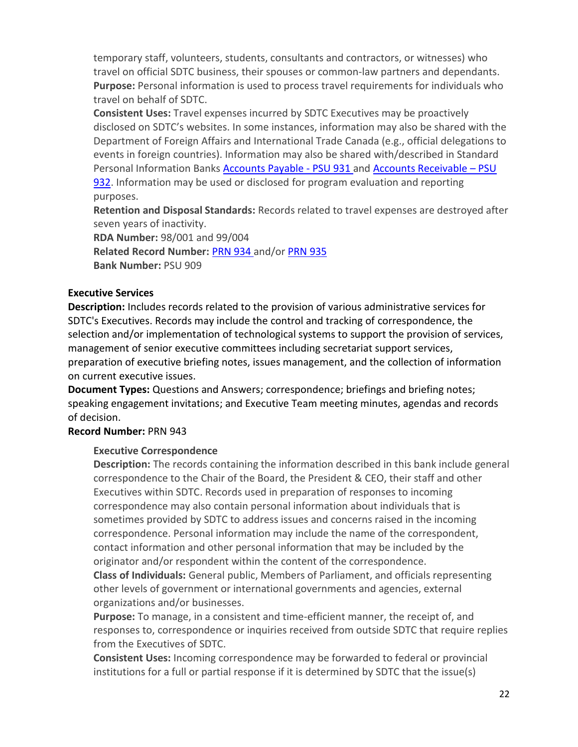temporary staff, volunteers, students, consultants and contractors, or witnesses) who travel on official SDTC business, their spouses or common-law partners and dependants.
**Purpose:** Personal information is used to process travel requirements for individuals who travel on behalf of SDTC.
**Consistent Uses:** Travel expenses incurred by SDTC Executives may be proactively disclosed on SDTC's websites. In some instances, information may also be shared with the Department of Foreign Affairs and International Trade Canada (e.g., official delegations to events in foreign countries). Information may also be shared with/described in Standard Personal Information Banks Accounts Payable - PSU 931 and Accounts Receivable – PSU 932. Information may be used or disclosed for program evaluation and reporting purposes.
**Retention and Disposal Standards:** Records related to travel expenses are destroyed after seven years of inactivity.
**RDA Number:** 98/001 and 99/004
**Related Record Number:** PRN 934 and/or PRN 935
**Bank Number:** PSU 909

**Executive Services**
**Description:** Includes records related to the provision of various administrative services for SDTC's Executives. Records may include the control and tracking of correspondence, the selection and/or implementation of technological systems to support the provision of services, management of senior executive committees including secretariat support services, preparation of executive briefing notes, issues management, and the collection of information on current executive issues.
**Document Types:** Questions and Answers; correspondence; briefings and briefing notes; speaking engagement invitations; and Executive Team meeting minutes, agendas and records of decision.
**Record Number:** PRN 943

**Executive Correspondence**
**Description:** The records containing the information described in this bank include general correspondence to the Chair of the Board, the President & CEO, their staff and other Executives within SDTC. Records used in preparation of responses to incoming correspondence may also contain personal information about individuals that is sometimes provided by SDTC to address issues and concerns raised in the incoming correspondence. Personal information may include the name of the correspondent, contact information and other personal information that may be included by the originator and/or respondent within the content of the correspondence.
**Class of Individuals:** General public, Members of Parliament, and officials representing other levels of government or international governments and agencies, external organizations and/or businesses.
**Purpose:** To manage, in a consistent and time-efficient manner, the receipt of, and responses to, correspondence or inquiries received from outside SDTC that require replies from the Executives of SDTC.
**Consistent Uses:** Incoming correspondence may be forwarded to federal or provincial institutions for a full or partial response if it is determined by SDTC that the issue(s)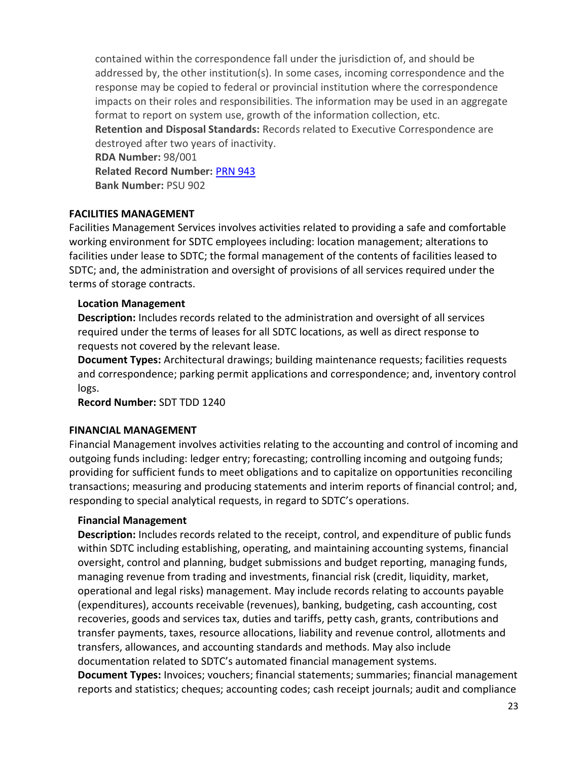contained within the correspondence fall under the jurisdiction of, and should be addressed by, the other institution(s). In some cases, incoming correspondence and the response may be copied to federal or provincial institution where the correspondence impacts on their roles and responsibilities. The information may be used in an aggregate format to report on system use, growth of the information collection, etc.
**Retention and Disposal Standards:** Records related to Executive Correspondence are destroyed after two years of inactivity.
**RDA Number:** 98/001
**Related Record Number:** [PRN 943]
**Bank Number:** PSU 902

## FACILITIES MANAGEMENT

Facilities Management Services involves activities related to providing a safe and comfortable working environment for SDTC employees including: location management; alterations to facilities under lease to SDTC; the formal management of the contents of facilities leased to SDTC; and, the administration and oversight of provisions of all services required under the terms of storage contracts.

### Location Management

**Description:** Includes records related to the administration and oversight of all services required under the terms of leases for all SDTC locations, as well as direct response to requests not covered by the relevant lease.
**Document Types:** Architectural drawings; building maintenance requests; facilities requests and correspondence; parking permit applications and correspondence; and, inventory control logs.
**Record Number:** SDT TDD 1240

## FINANCIAL MANAGEMENT

Financial Management involves activities relating to the accounting and control of incoming and outgoing funds including: ledger entry; forecasting; controlling incoming and outgoing funds; providing for sufficient funds to meet obligations and to capitalize on opportunities reconciling transactions; measuring and producing statements and interim reports of financial control; and, responding to special analytical requests, in regard to SDTC's operations.

### Financial Management

**Description:** Includes records related to the receipt, control, and expenditure of public funds within SDTC including establishing, operating, and maintaining accounting systems, financial oversight, control and planning, budget submissions and budget reporting, managing funds, managing revenue from trading and investments, financial risk (credit, liquidity, market, operational and legal risks) management. May include records relating to accounts payable (expenditures), accounts receivable (revenues), banking, budgeting, cash accounting, cost recoveries, goods and services tax, duties and tariffs, petty cash, grants, contributions and transfer payments, taxes, resource allocations, liability and revenue control, allotments and transfers, allowances, and accounting standards and methods. May also include documentation related to SDTC's automated financial management systems.
**Document Types:** Invoices; vouchers; financial statements; summaries; financial management reports and statistics; cheques; accounting codes; cash receipt journals; audit and compliance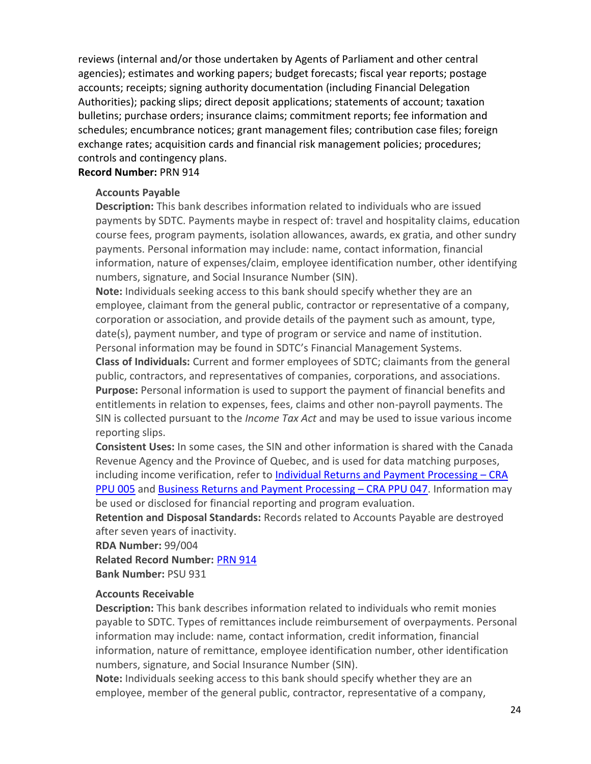reviews (internal and/or those undertaken by Agents of Parliament and other central agencies); estimates and working papers; budget forecasts; fiscal year reports; postage accounts; receipts; signing authority documentation (including Financial Delegation Authorities); packing slips; direct deposit applications; statements of account; taxation bulletins; purchase orders; insurance claims; commitment reports; fee information and schedules; encumbrance notices; grant management files; contribution case files; foreign exchange rates; acquisition cards and financial risk management policies; procedures; controls and contingency plans.

**Record Number:** PRN 914

**Accounts Payable**

**Description:** This bank describes information related to individuals who are issued payments by SDTC. Payments maybe in respect of: travel and hospitality claims, education course fees, program payments, isolation allowances, awards, ex gratia, and other sundry payments. Personal information may include: name, contact information, financial information, nature of expenses/claim, employee identification number, other identifying numbers, signature, and Social Insurance Number (SIN).

**Note:** Individuals seeking access to this bank should specify whether they are an employee, claimant from the general public, contractor or representative of a company, corporation or association, and provide details of the payment such as amount, type, date(s), payment number, and type of program or service and name of institution. Personal information may be found in SDTC's Financial Management Systems.

**Class of Individuals:** Current and former employees of SDTC; claimants from the general public, contractors, and representatives of companies, corporations, and associations.

**Purpose:** Personal information is used to support the payment of financial benefits and entitlements in relation to expenses, fees, claims and other non-payroll payments. The SIN is collected pursuant to the *Income Tax Act* and may be used to issue various income reporting slips.

**Consistent Uses:** In some cases, the SIN and other information is shared with the Canada Revenue Agency and the Province of Quebec, and is used for data matching purposes, including income verification, refer to Individual Returns and Payment Processing – CRA PPU 005 and Business Returns and Payment Processing – CRA PPU 047. Information may be used or disclosed for financial reporting and program evaluation.

**Retention and Disposal Standards:** Records related to Accounts Payable are destroyed after seven years of inactivity.

**RDA Number:** 99/004

**Related Record Number:** PRN 914

**Bank Number:** PSU 931

**Accounts Receivable**

**Description:** This bank describes information related to individuals who remit monies payable to SDTC. Types of remittances include reimbursement of overpayments. Personal information may include: name, contact information, credit information, financial information, nature of remittance, employee identification number, other identification numbers, signature, and Social Insurance Number (SIN).

**Note:** Individuals seeking access to this bank should specify whether they are an employee, member of the general public, contractor, representative of a company,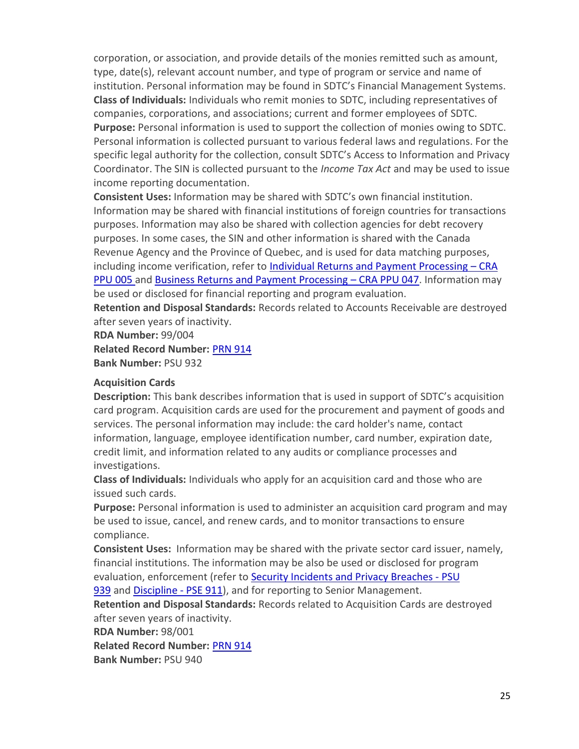corporation, or association, and provide details of the monies remitted such as amount, type, date(s), relevant account number, and type of program or service and name of institution. Personal information may be found in SDTC's Financial Management Systems.
**Class of Individuals:** Individuals who remit monies to SDTC, including representatives of companies, corporations, and associations; current and former employees of SDTC.
**Purpose:** Personal information is used to support the collection of monies owing to SDTC. Personal information is collected pursuant to various federal laws and regulations. For the specific legal authority for the collection, consult SDTC's Access to Information and Privacy Coordinator. The SIN is collected pursuant to the *Income Tax Act* and may be used to issue income reporting documentation.
**Consistent Uses:** Information may be shared with SDTC's own financial institution. Information may be shared with financial institutions of foreign countries for transactions purposes. Information may also be shared with collection agencies for debt recovery purposes. In some cases, the SIN and other information is shared with the Canada Revenue Agency and the Province of Quebec, and is used for data matching purposes, including income verification, refer to Individual Returns and Payment Processing – CRA PPU 005 and Business Returns and Payment Processing – CRA PPU 047. Information may be used or disclosed for financial reporting and program evaluation.
**Retention and Disposal Standards:** Records related to Accounts Receivable are destroyed after seven years of inactivity.
**RDA Number:** 99/004
**Related Record Number:** PRN 914
**Bank Number:** PSU 932

**Acquisition Cards**
**Description:** This bank describes information that is used in support of SDTC's acquisition card program. Acquisition cards are used for the procurement and payment of goods and services. The personal information may include: the card holder's name, contact information, language, employee identification number, card number, expiration date, credit limit, and information related to any audits or compliance processes and investigations.
**Class of Individuals:** Individuals who apply for an acquisition card and those who are issued such cards.
**Purpose:** Personal information is used to administer an acquisition card program and may be used to issue, cancel, and renew cards, and to monitor transactions to ensure compliance.
**Consistent Uses:** Information may be shared with the private sector card issuer, namely, financial institutions. The information may be also be used or disclosed for program evaluation, enforcement (refer to Security Incidents and Privacy Breaches - PSU 939 and Discipline - PSE 911), and for reporting to Senior Management.
**Retention and Disposal Standards:** Records related to Acquisition Cards are destroyed after seven years of inactivity.
**RDA Number:** 98/001
**Related Record Number:** PRN 914
**Bank Number:** PSU 940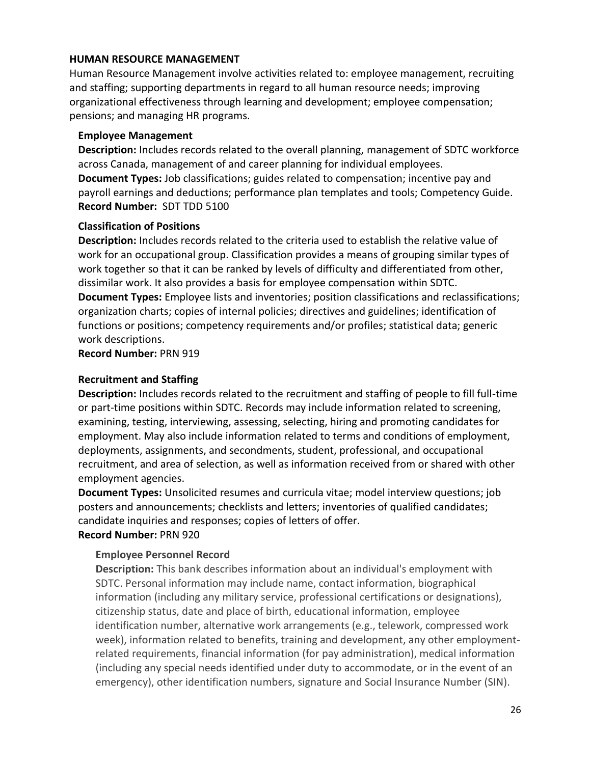## HUMAN RESOURCE MANAGEMENT

Human Resource Management involve activities related to: employee management, recruiting and staffing; supporting departments in regard to all human resource needs; improving organizational effectiveness through learning and development; employee compensation; pensions; and managing HR programs.

### Employee Management

**Description:** Includes records related to the overall planning, management of SDTC workforce across Canada, management of and career planning for individual employees.
**Document Types:** Job classifications; guides related to compensation; incentive pay and payroll earnings and deductions; performance plan templates and tools; Competency Guide.
**Record Number:** SDT TDD 5100

### Classification of Positions

**Description:** Includes records related to the criteria used to establish the relative value of work for an occupational group. Classification provides a means of grouping similar types of work together so that it can be ranked by levels of difficulty and differentiated from other, dissimilar work. It also provides a basis for employee compensation within SDTC.
**Document Types:** Employee lists and inventories; position classifications and reclassifications; organization charts; copies of internal policies; directives and guidelines; identification of functions or positions; competency requirements and/or profiles; statistical data; generic work descriptions.
**Record Number:** PRN 919

### Recruitment and Staffing

**Description:** Includes records related to the recruitment and staffing of people to fill full-time or part-time positions within SDTC. Records may include information related to screening, examining, testing, interviewing, assessing, selecting, hiring and promoting candidates for employment. May also include information related to terms and conditions of employment, deployments, assignments, and secondments, student, professional, and occupational recruitment, and area of selection, as well as information received from or shared with other employment agencies.
**Document Types:** Unsolicited resumes and curricula vitae; model interview questions; job posters and announcements; checklists and letters; inventories of qualified candidates; candidate inquiries and responses; copies of letters of offer.
**Record Number:** PRN 920

#### Employee Personnel Record

**Description:** This bank describes information about an individual's employment with SDTC. Personal information may include name, contact information, biographical information (including any military service, professional certifications or designations), citizenship status, date and place of birth, educational information, employee identification number, alternative work arrangements (e.g., telework, compressed work week), information related to benefits, training and development, any other employment-related requirements, financial information (for pay administration), medical information (including any special needs identified under duty to accommodate, or in the event of an emergency), other identification numbers, signature and Social Insurance Number (SIN).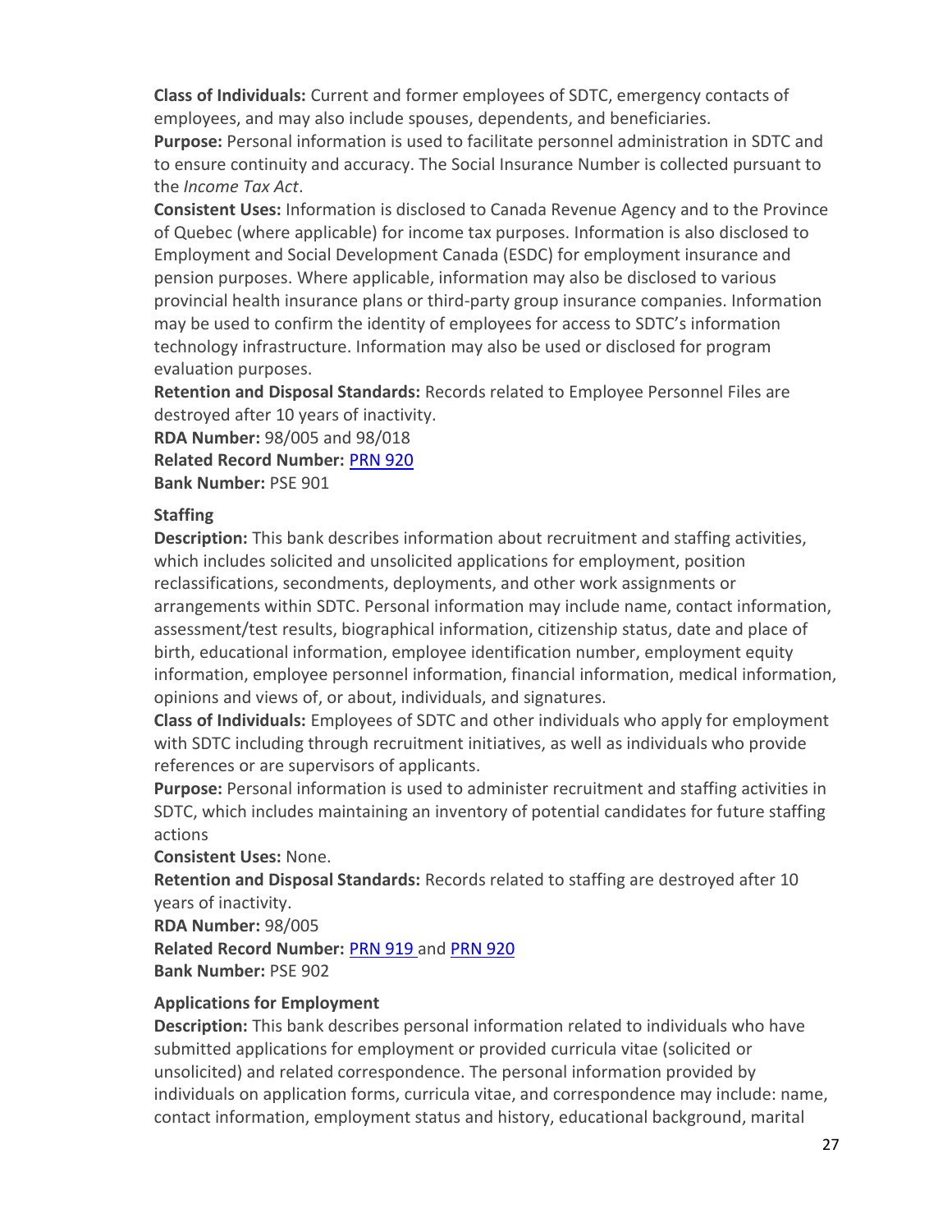**Class of Individuals:** Current and former employees of SDTC, emergency contacts of employees, and may also include spouses, dependents, and beneficiaries.
**Purpose:** Personal information is used to facilitate personnel administration in SDTC and to ensure continuity and accuracy. The Social Insurance Number is collected pursuant to the *Income Tax Act*.
**Consistent Uses:** Information is disclosed to Canada Revenue Agency and to the Province of Quebec (where applicable) for income tax purposes. Information is also disclosed to Employment and Social Development Canada (ESDC) for employment insurance and pension purposes. Where applicable, information may also be disclosed to various provincial health insurance plans or third-party group insurance companies. Information may be used to confirm the identity of employees for access to SDTC's information technology infrastructure. Information may also be used or disclosed for program evaluation purposes.
**Retention and Disposal Standards:** Records related to Employee Personnel Files are destroyed after 10 years of inactivity.
**RDA Number:** 98/005 and 98/018
**Related Record Number:** PRN 920
**Bank Number:** PSE 901

**Staffing**
**Description:** This bank describes information about recruitment and staffing activities, which includes solicited and unsolicited applications for employment, position reclassifications, secondments, deployments, and other work assignments or arrangements within SDTC. Personal information may include name, contact information, assessment/test results, biographical information, citizenship status, date and place of birth, educational information, employee identification number, employment equity information, employee personnel information, financial information, medical information, opinions and views of, or about, individuals, and signatures.
**Class of Individuals:** Employees of SDTC and other individuals who apply for employment with SDTC including through recruitment initiatives, as well as individuals who provide references or are supervisors of applicants.
**Purpose:** Personal information is used to administer recruitment and staffing activities in SDTC, which includes maintaining an inventory of potential candidates for future staffing actions
**Consistent Uses:** None.
**Retention and Disposal Standards:** Records related to staffing are destroyed after 10 years of inactivity.
**RDA Number:** 98/005
**Related Record Number:** PRN 919 and PRN 920
**Bank Number:** PSE 902

**Applications for Employment**
**Description:** This bank describes personal information related to individuals who have submitted applications for employment or provided curricula vitae (solicited or unsolicited) and related correspondence. The personal information provided by individuals on application forms, curricula vitae, and correspondence may include: name, contact information, employment status and history, educational background, marital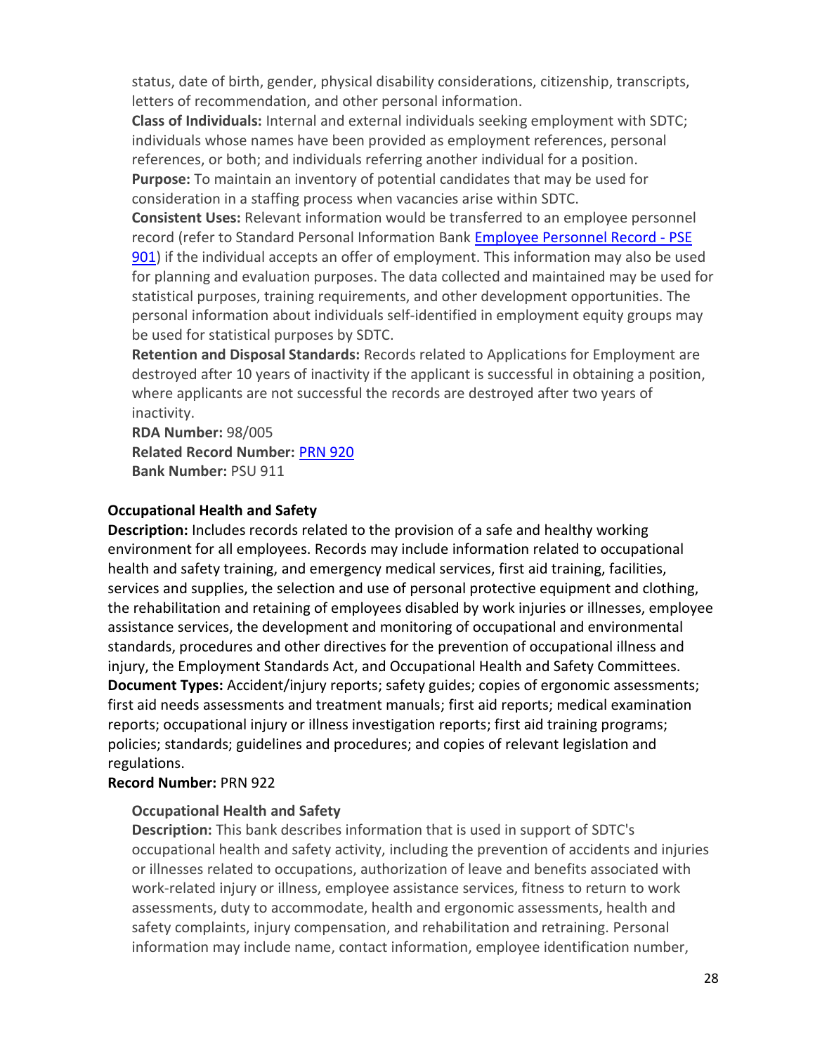status, date of birth, gender, physical disability considerations, citizenship, transcripts, letters of recommendation, and other personal information.
**Class of Individuals:** Internal and external individuals seeking employment with SDTC; individuals whose names have been provided as employment references, personal references, or both; and individuals referring another individual for a position.
**Purpose:** To maintain an inventory of potential candidates that may be used for consideration in a staffing process when vacancies arise within SDTC.
**Consistent Uses:** Relevant information would be transferred to an employee personnel record (refer to Standard Personal Information Bank [Employee Personnel Record - PSE 901]) if the individual accepts an offer of employment. This information may also be used for planning and evaluation purposes. The data collected and maintained may be used for statistical purposes, training requirements, and other development opportunities. The personal information about individuals self-identified in employment equity groups may be used for statistical purposes by SDTC.
**Retention and Disposal Standards:** Records related to Applications for Employment are destroyed after 10 years of inactivity if the applicant is successful in obtaining a position, where applicants are not successful the records are destroyed after two years of inactivity.
**RDA Number:** 98/005
**Related Record Number:** [PRN 920]
**Bank Number:** PSU 911

**Occupational Health and Safety**
**Description:** Includes records related to the provision of a safe and healthy working environment for all employees. Records may include information related to occupational health and safety training, and emergency medical services, first aid training, facilities, services and supplies, the selection and use of personal protective equipment and clothing, the rehabilitation and retaining of employees disabled by work injuries or illnesses, employee assistance services, the development and monitoring of occupational and environmental standards, procedures and other directives for the prevention of occupational illness and injury, the Employment Standards Act, and Occupational Health and Safety Committees.
**Document Types:** Accident/injury reports; safety guides; copies of ergonomic assessments; first aid needs assessments and treatment manuals; first aid reports; medical examination reports; occupational injury or illness investigation reports; first aid training programs; policies; standards; guidelines and procedures; and copies of relevant legislation and regulations.
**Record Number:** PRN 922

**Occupational Health and Safety**
**Description:** This bank describes information that is used in support of SDTC's occupational health and safety activity, including the prevention of accidents and injuries or illnesses related to occupations, authorization of leave and benefits associated with work-related injury or illness, employee assistance services, fitness to return to work assessments, duty to accommodate, health and ergonomic assessments, health and safety complaints, injury compensation, and rehabilitation and retraining. Personal information may include name, contact information, employee identification number,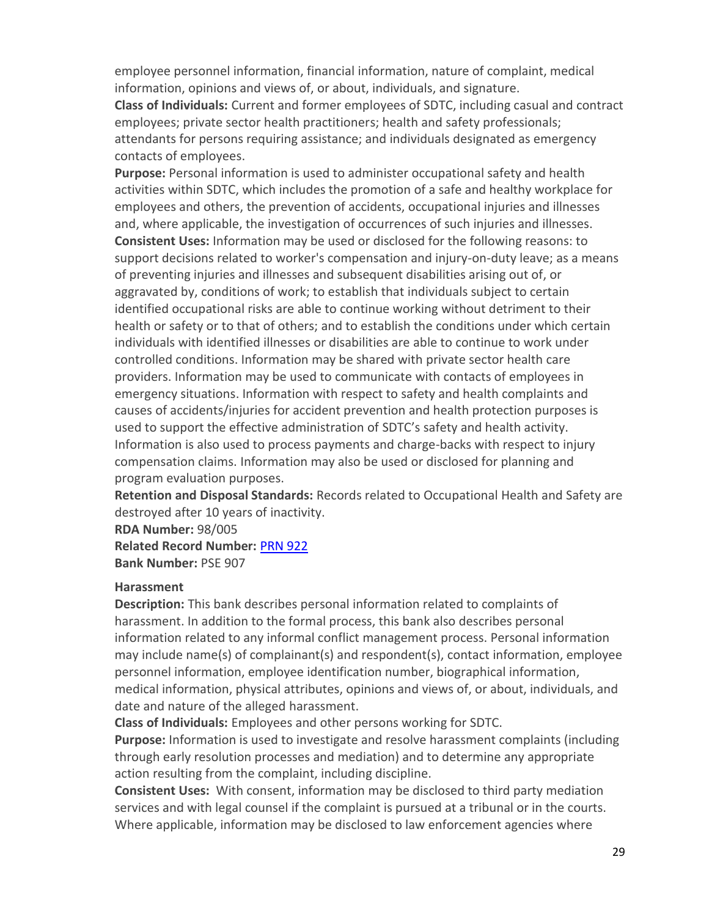employee personnel information, financial information, nature of complaint, medical information, opinions and views of, or about, individuals, and signature.
**Class of Individuals:** Current and former employees of SDTC, including casual and contract employees; private sector health practitioners; health and safety professionals; attendants for persons requiring assistance; and individuals designated as emergency contacts of employees.
**Purpose:** Personal information is used to administer occupational safety and health activities within SDTC, which includes the promotion of a safe and healthy workplace for employees and others, the prevention of accidents, occupational injuries and illnesses and, where applicable, the investigation of occurrences of such injuries and illnesses.
**Consistent Uses:** Information may be used or disclosed for the following reasons: to support decisions related to worker's compensation and injury-on-duty leave; as a means of preventing injuries and illnesses and subsequent disabilities arising out of, or aggravated by, conditions of work; to establish that individuals subject to certain identified occupational risks are able to continue working without detriment to their health or safety or to that of others; and to establish the conditions under which certain individuals with identified illnesses or disabilities are able to continue to work under controlled conditions. Information may be shared with private sector health care providers. Information may be used to communicate with contacts of employees in emergency situations. Information with respect to safety and health complaints and causes of accidents/injuries for accident prevention and health protection purposes is used to support the effective administration of SDTC's safety and health activity. Information is also used to process payments and charge-backs with respect to injury compensation claims. Information may also be used or disclosed for planning and program evaluation purposes.
**Retention and Disposal Standards:** Records related to Occupational Health and Safety are destroyed after 10 years of inactivity.
**RDA Number:** 98/005
**Related Record Number:** PRN 922
**Bank Number:** PSE 907

**Harassment**
**Description:** This bank describes personal information related to complaints of harassment. In addition to the formal process, this bank also describes personal information related to any informal conflict management process. Personal information may include name(s) of complainant(s) and respondent(s), contact information, employee personnel information, employee identification number, biographical information, medical information, physical attributes, opinions and views of, or about, individuals, and date and nature of the alleged harassment.
**Class of Individuals:** Employees and other persons working for SDTC.
**Purpose:** Information is used to investigate and resolve harassment complaints (including through early resolution processes and mediation) and to determine any appropriate action resulting from the complaint, including discipline.
**Consistent Uses:** With consent, information may be disclosed to third party mediation services and with legal counsel if the complaint is pursued at a tribunal or in the courts. Where applicable, information may be disclosed to law enforcement agencies where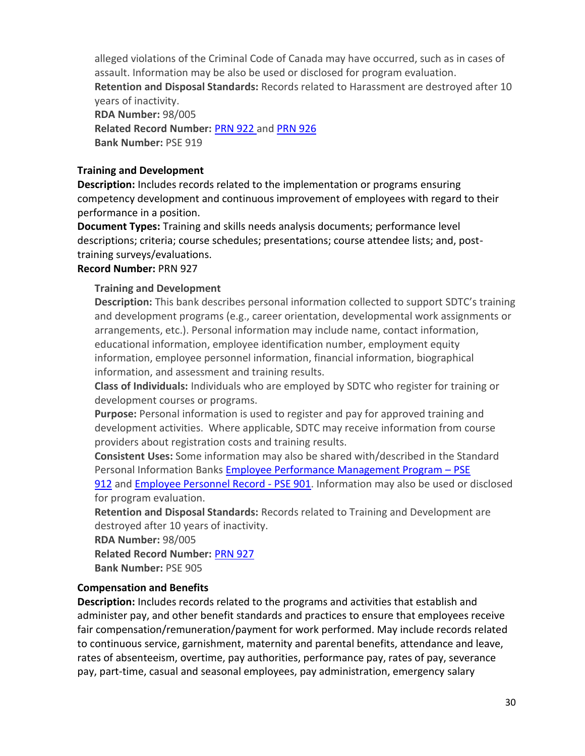alleged violations of the Criminal Code of Canada may have occurred, such as in cases of assault. Information may be also be used or disclosed for program evaluation.
**Retention and Disposal Standards:** Records related to Harassment are destroyed after 10 years of inactivity.
**RDA Number:** 98/005
**Related Record Number:** PRN 922 and PRN 926
**Bank Number:** PSE 919

**Training and Development**
**Description:** Includes records related to the implementation or programs ensuring competency development and continuous improvement of employees with regard to their performance in a position.
**Document Types:** Training and skills needs analysis documents; performance level descriptions; criteria; course schedules; presentations; course attendee lists; and, post-training surveys/evaluations.
**Record Number:** PRN 927

**Training and Development**
**Description:** This bank describes personal information collected to support SDTC's training and development programs (e.g., career orientation, developmental work assignments or arrangements, etc.). Personal information may include name, contact information, educational information, employee identification number, employment equity information, employee personnel information, financial information, biographical information, and assessment and training results.
**Class of Individuals:** Individuals who are employed by SDTC who register for training or development courses or programs.
**Purpose:** Personal information is used to register and pay for approved training and development activities. Where applicable, SDTC may receive information from course providers about registration costs and training results.
**Consistent Uses:** Some information may also be shared with/described in the Standard Personal Information Banks Employee Performance Management Program – PSE 912 and Employee Personnel Record - PSE 901. Information may also be used or disclosed for program evaluation.
**Retention and Disposal Standards:** Records related to Training and Development are destroyed after 10 years of inactivity.
**RDA Number:** 98/005
**Related Record Number:** PRN 927
**Bank Number:** PSE 905

**Compensation and Benefits**
**Description:** Includes records related to the programs and activities that establish and administer pay, and other benefit standards and practices to ensure that employees receive fair compensation/remuneration/payment for work performed. May include records related to continuous service, garnishment, maternity and parental benefits, attendance and leave, rates of absenteeism, overtime, pay authorities, performance pay, rates of pay, severance pay, part-time, casual and seasonal employees, pay administration, emergency salary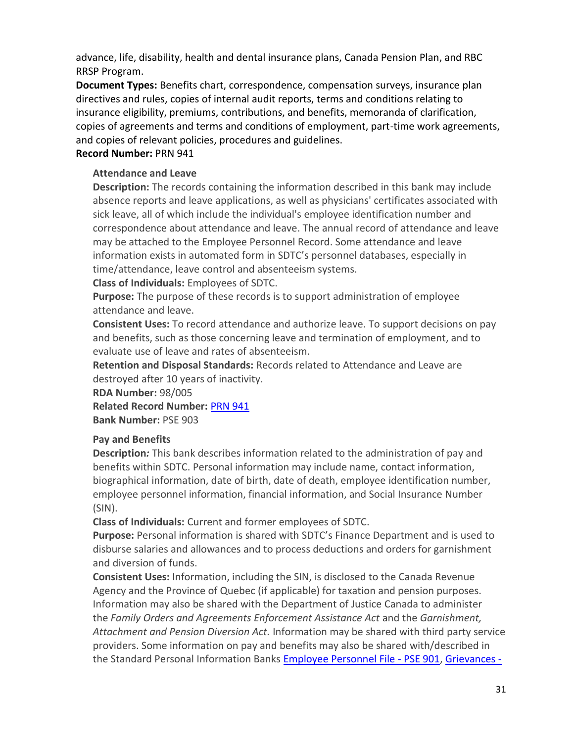advance, life, disability, health and dental insurance plans, Canada Pension Plan, and RBC RRSP Program.

**Document Types:** Benefits chart, correspondence, compensation surveys, insurance plan directives and rules, copies of internal audit reports, terms and conditions relating to insurance eligibility, premiums, contributions, and benefits, memoranda of clarification, copies of agreements and terms and conditions of employment, part-time work agreements, and copies of relevant policies, procedures and guidelines.

**Record Number:** PRN 941

**Attendance and Leave**

**Description:** The records containing the information described in this bank may include absence reports and leave applications, as well as physicians' certificates associated with sick leave, all of which include the individual's employee identification number and correspondence about attendance and leave. The annual record of attendance and leave may be attached to the Employee Personnel Record. Some attendance and leave information exists in automated form in SDTC's personnel databases, especially in time/attendance, leave control and absenteeism systems.

**Class of Individuals:** Employees of SDTC.

**Purpose:** The purpose of these records is to support administration of employee attendance and leave.

**Consistent Uses:** To record attendance and authorize leave. To support decisions on pay and benefits, such as those concerning leave and termination of employment, and to evaluate use of leave and rates of absenteeism.

**Retention and Disposal Standards:** Records related to Attendance and Leave are destroyed after 10 years of inactivity.

**RDA Number:** 98/005

**Related Record Number:** PRN 941

**Bank Number:** PSE 903

**Pay and Benefits**

**Description***:* This bank describes information related to the administration of pay and benefits within SDTC. Personal information may include name, contact information, biographical information, date of birth, date of death, employee identification number, employee personnel information, financial information, and Social Insurance Number (SIN).

**Class of Individuals:** Current and former employees of SDTC.

**Purpose:** Personal information is shared with SDTC's Finance Department and is used to disburse salaries and allowances and to process deductions and orders for garnishment and diversion of funds.

**Consistent Uses:** Information, including the SIN, is disclosed to the Canada Revenue Agency and the Province of Quebec (if applicable) for taxation and pension purposes. Information may also be shared with the Department of Justice Canada to administer the *Family Orders and Agreements Enforcement Assistance Act* and the *Garnishment, Attachment and Pension Diversion Act.* Information may be shared with third party service providers. Some information on pay and benefits may also be shared with/described in the Standard Personal Information Banks Employee Personnel File - PSE 901, Grievances -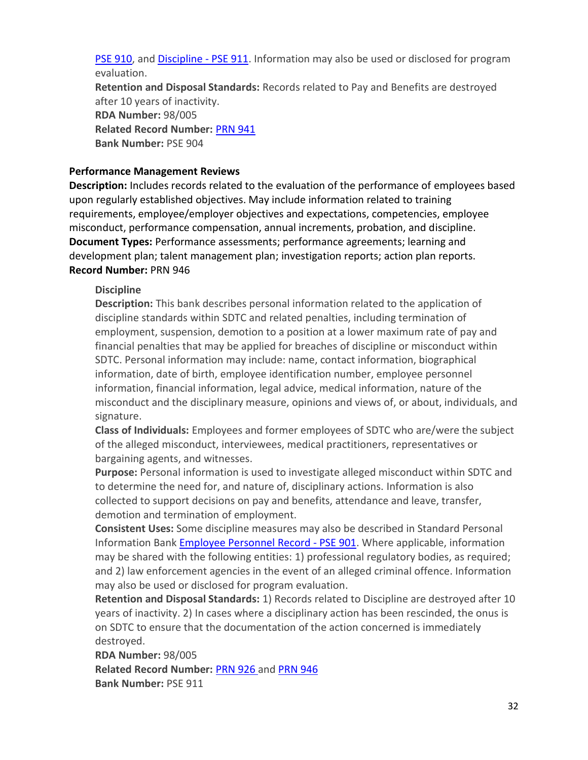PSE 910, and Discipline - PSE 911. Information may also be used or disclosed for program evaluation.
**Retention and Disposal Standards:** Records related to Pay and Benefits are destroyed after 10 years of inactivity.
**RDA Number:** 98/005
**Related Record Number:** PRN 941
**Bank Number:** PSE 904

### Performance Management Reviews

**Description:** Includes records related to the evaluation of the performance of employees based upon regularly established objectives. May include information related to training requirements, employee/employer objectives and expectations, competencies, employee misconduct, performance compensation, annual increments, probation, and discipline.
**Document Types:** Performance assessments; performance agreements; learning and development plan; talent management plan; investigation reports; action plan reports.
**Record Number:** PRN 946

#### Discipline

**Description:** This bank describes personal information related to the application of discipline standards within SDTC and related penalties, including termination of employment, suspension, demotion to a position at a lower maximum rate of pay and financial penalties that may be applied for breaches of discipline or misconduct within SDTC. Personal information may include: name, contact information, biographical information, date of birth, employee identification number, employee personnel information, financial information, legal advice, medical information, nature of the misconduct and the disciplinary measure, opinions and views of, or about, individuals, and signature.
**Class of Individuals:** Employees and former employees of SDTC who are/were the subject of the alleged misconduct, interviewees, medical practitioners, representatives or bargaining agents, and witnesses.
**Purpose:** Personal information is used to investigate alleged misconduct within SDTC and to determine the need for, and nature of, disciplinary actions. Information is also collected to support decisions on pay and benefits, attendance and leave, transfer, demotion and termination of employment.
**Consistent Uses:** Some discipline measures may also be described in Standard Personal Information Bank Employee Personnel Record - PSE 901. Where applicable, information may be shared with the following entities: 1) professional regulatory bodies, as required; and 2) law enforcement agencies in the event of an alleged criminal offence. Information may also be used or disclosed for program evaluation.
**Retention and Disposal Standards:** 1) Records related to Discipline are destroyed after 10 years of inactivity. 2) In cases where a disciplinary action has been rescinded, the onus is on SDTC to ensure that the documentation of the action concerned is immediately destroyed.
**RDA Number:** 98/005
**Related Record Number:** PRN 926 and PRN 946
**Bank Number:** PSE 911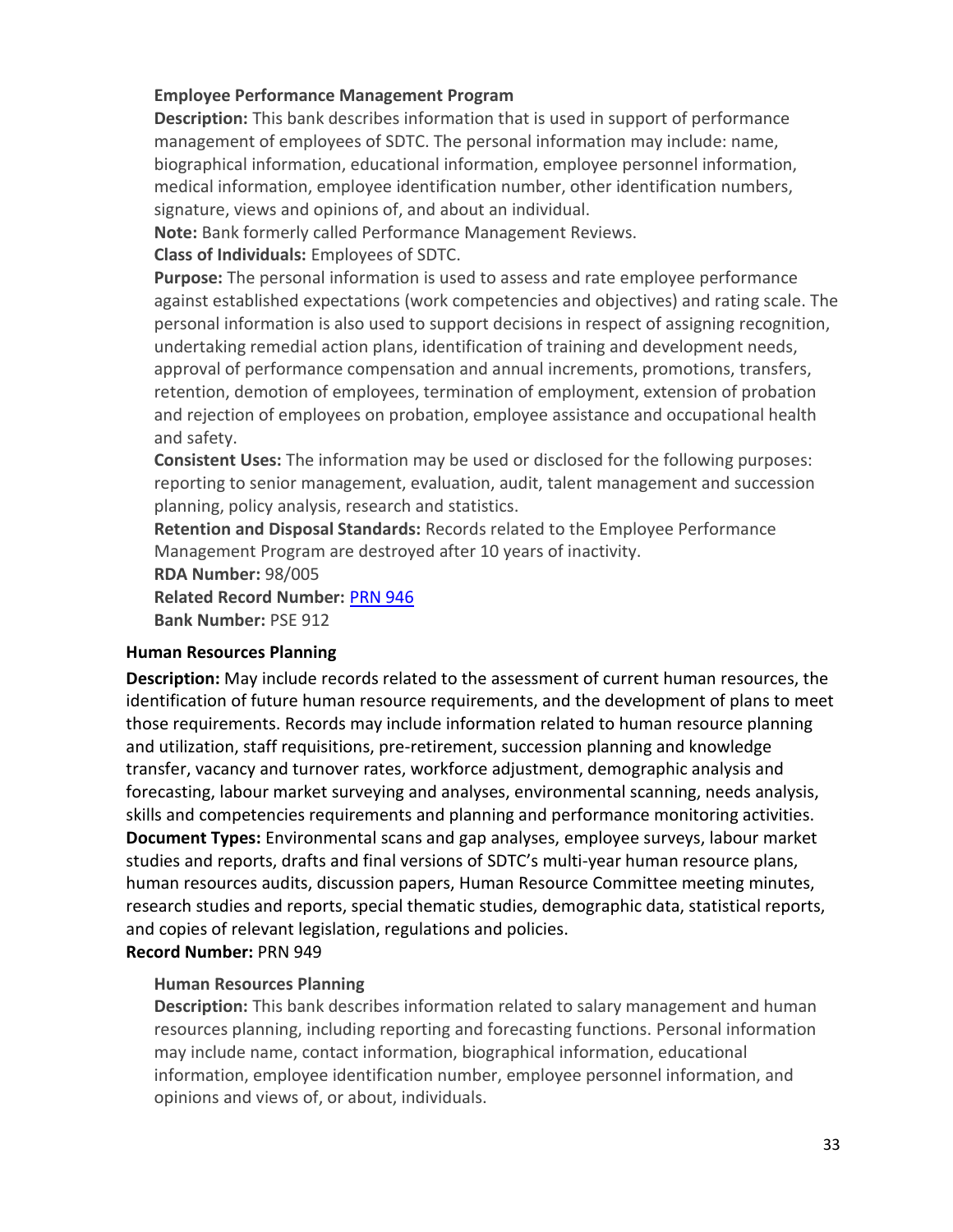#### Employee Performance Management Program

**Description:** This bank describes information that is used in support of performance management of employees of SDTC. The personal information may include: name, biographical information, educational information, employee personnel information, medical information, employee identification number, other identification numbers, signature, views and opinions of, and about an individual.

**Note:** Bank formerly called Performance Management Reviews.

**Class of Individuals:** Employees of SDTC.

**Purpose:** The personal information is used to assess and rate employee performance against established expectations (work competencies and objectives) and rating scale. The personal information is also used to support decisions in respect of assigning recognition, undertaking remedial action plans, identification of training and development needs, approval of performance compensation and annual increments, promotions, transfers, retention, demotion of employees, termination of employment, extension of probation and rejection of employees on probation, employee assistance and occupational health and safety.

**Consistent Uses:** The information may be used or disclosed for the following purposes: reporting to senior management, evaluation, audit, talent management and succession planning, policy analysis, research and statistics.

**Retention and Disposal Standards:** Records related to the Employee Performance Management Program are destroyed after 10 years of inactivity.

**RDA Number:** 98/005

**Related Record Number:** PRN 946

**Bank Number:** PSE 912

### Human Resources Planning

**Description:** May include records related to the assessment of current human resources, the identification of future human resource requirements, and the development of plans to meet those requirements. Records may include information related to human resource planning and utilization, staff requisitions, pre-retirement, succession planning and knowledge transfer, vacancy and turnover rates, workforce adjustment, demographic analysis and forecasting, labour market surveying and analyses, environmental scanning, needs analysis, skills and competencies requirements and planning and performance monitoring activities.

**Document Types:** Environmental scans and gap analyses, employee surveys, labour market studies and reports, drafts and final versions of SDTC's multi-year human resource plans, human resources audits, discussion papers, Human Resource Committee meeting minutes, research studies and reports, special thematic studies, demographic data, statistical reports, and copies of relevant legislation, regulations and policies.

**Record Number:** PRN 949

#### Human Resources Planning

**Description:** This bank describes information related to salary management and human resources planning, including reporting and forecasting functions. Personal information may include name, contact information, biographical information, educational information, employee identification number, employee personnel information, and opinions and views of, or about, individuals.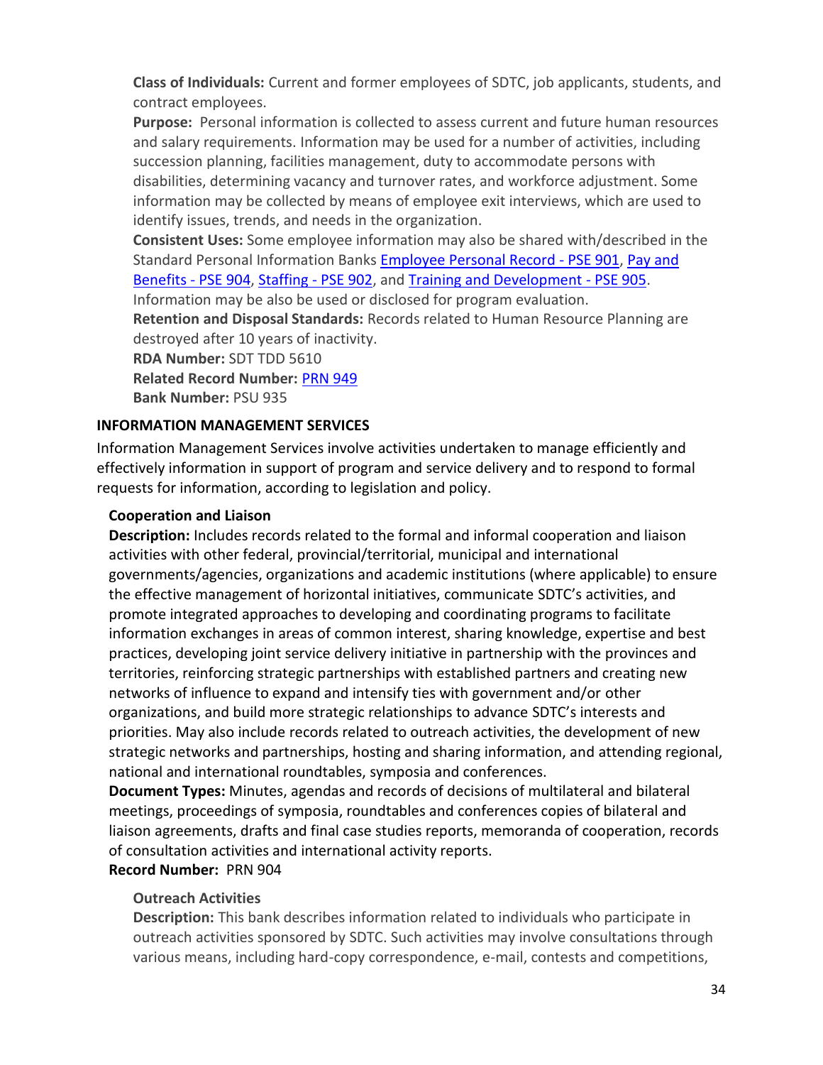**Class of Individuals:** Current and former employees of SDTC, job applicants, students, and contract employees.
**Purpose:** Personal information is collected to assess current and future human resources and salary requirements. Information may be used for a number of activities, including succession planning, facilities management, duty to accommodate persons with disabilities, determining vacancy and turnover rates, and workforce adjustment. Some information may be collected by means of employee exit interviews, which are used to identify issues, trends, and needs in the organization.
**Consistent Uses:** Some employee information may also be shared with/described in the Standard Personal Information Banks Employee Personal Record - PSE 901, Pay and Benefits - PSE 904, Staffing - PSE 902, and Training and Development - PSE 905. Information may be also be used or disclosed for program evaluation.
**Retention and Disposal Standards:** Records related to Human Resource Planning are destroyed after 10 years of inactivity.
**RDA Number:** SDT TDD 5610
**Related Record Number:** PRN 949
**Bank Number:** PSU 935

## INFORMATION MANAGEMENT SERVICES

Information Management Services involve activities undertaken to manage efficiently and effectively information in support of program and service delivery and to respond to formal requests for information, according to legislation and policy.

### Cooperation and Liaison

**Description:** Includes records related to the formal and informal cooperation and liaison activities with other federal, provincial/territorial, municipal and international governments/agencies, organizations and academic institutions (where applicable) to ensure the effective management of horizontal initiatives, communicate SDTC's activities, and promote integrated approaches to developing and coordinating programs to facilitate information exchanges in areas of common interest, sharing knowledge, expertise and best practices, developing joint service delivery initiative in partnership with the provinces and territories, reinforcing strategic partnerships with established partners and creating new networks of influence to expand and intensify ties with government and/or other organizations, and build more strategic relationships to advance SDTC's interests and priorities. May also include records related to outreach activities, the development of new strategic networks and partnerships, hosting and sharing information, and attending regional, national and international roundtables, symposia and conferences.
**Document Types:** Minutes, agendas and records of decisions of multilateral and bilateral meetings, proceedings of symposia, roundtables and conferences copies of bilateral and liaison agreements, drafts and final case studies reports, memoranda of cooperation, records of consultation activities and international activity reports.
**Record Number:** PRN 904

#### Outreach Activities

**Description:** This bank describes information related to individuals who participate in outreach activities sponsored by SDTC. Such activities may involve consultations through various means, including hard-copy correspondence, e-mail, contests and competitions,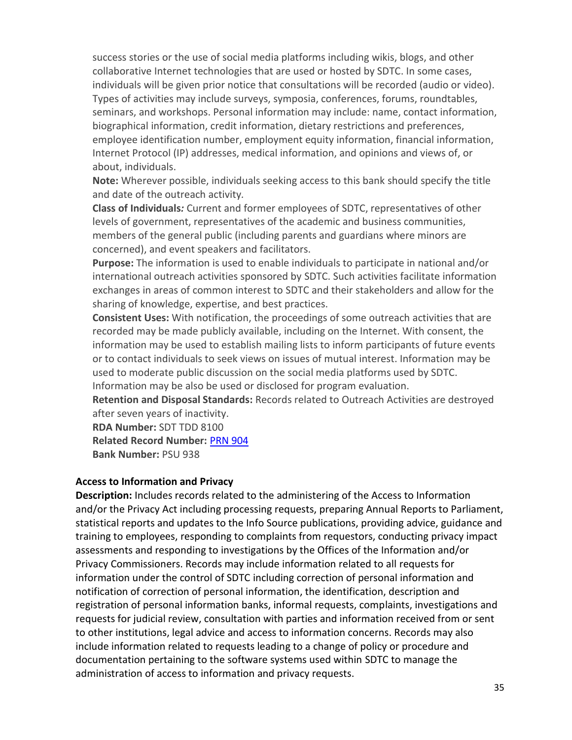success stories or the use of social media platforms including wikis, blogs, and other collaborative Internet technologies that are used or hosted by SDTC. In some cases, individuals will be given prior notice that consultations will be recorded (audio or video). Types of activities may include surveys, symposia, conferences, forums, roundtables, seminars, and workshops. Personal information may include: name, contact information, biographical information, credit information, dietary restrictions and preferences, employee identification number, employment equity information, financial information, Internet Protocol (IP) addresses, medical information, and opinions and views of, or about, individuals.

**Note:** Wherever possible, individuals seeking access to this bank should specify the title and date of the outreach activity.

**Class of Individuals*:*** Current and former employees of SDTC, representatives of other levels of government, representatives of the academic and business communities, members of the general public (including parents and guardians where minors are concerned), and event speakers and facilitators.

**Purpose:** The information is used to enable individuals to participate in national and/or international outreach activities sponsored by SDTC. Such activities facilitate information exchanges in areas of common interest to SDTC and their stakeholders and allow for the sharing of knowledge, expertise, and best practices.

**Consistent Uses:** With notification, the proceedings of some outreach activities that are recorded may be made publicly available, including on the Internet. With consent, the information may be used to establish mailing lists to inform participants of future events or to contact individuals to seek views on issues of mutual interest. Information may be used to moderate public discussion on the social media platforms used by SDTC. Information may be also be used or disclosed for program evaluation.

**Retention and Disposal Standards:** Records related to Outreach Activities are destroyed after seven years of inactivity.

**RDA Number:** SDT TDD 8100

**Related Record Number:** PRN 904

**Bank Number:** PSU 938

**Access to Information and Privacy**

**Description:** Includes records related to the administering of the Access to Information and/or the Privacy Act including processing requests, preparing Annual Reports to Parliament, statistical reports and updates to the Info Source publications, providing advice, guidance and training to employees, responding to complaints from requestors, conducting privacy impact assessments and responding to investigations by the Offices of the Information and/or Privacy Commissioners. Records may include information related to all requests for information under the control of SDTC including correction of personal information and notification of correction of personal information, the identification, description and registration of personal information banks, informal requests, complaints, investigations and requests for judicial review, consultation with parties and information received from or sent to other institutions, legal advice and access to information concerns. Records may also include information related to requests leading to a change of policy or procedure and documentation pertaining to the software systems used within SDTC to manage the administration of access to information and privacy requests.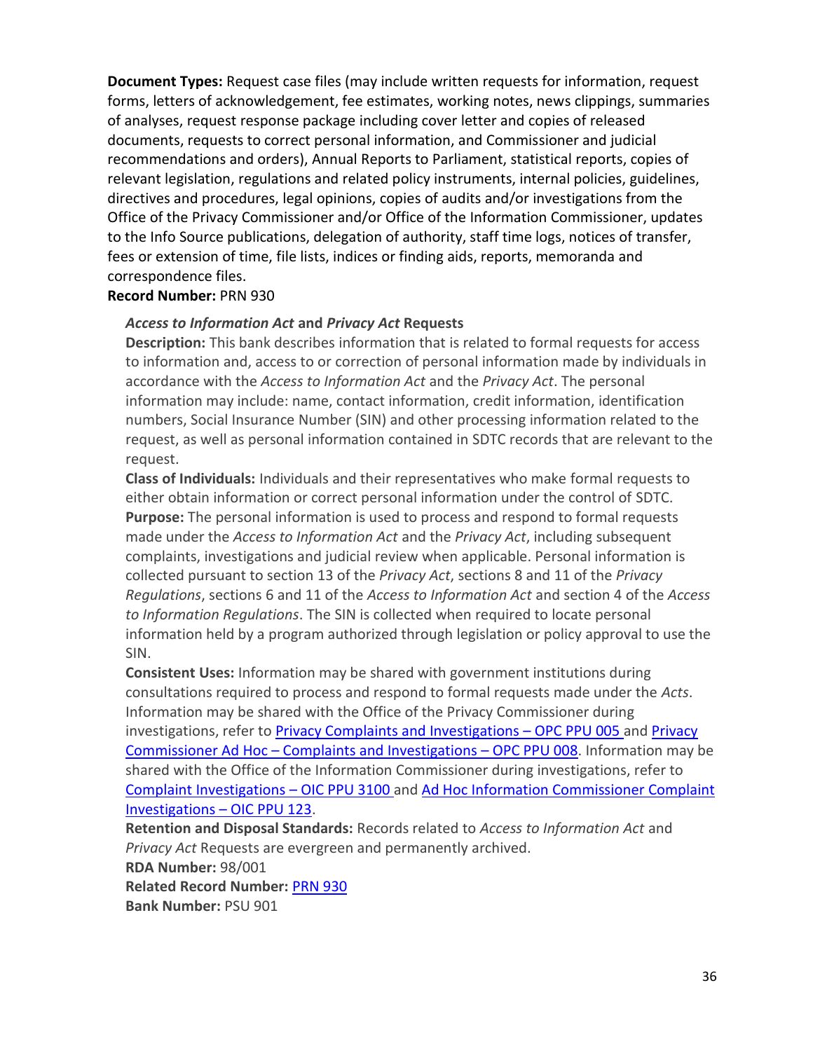**Document Types:** Request case files (may include written requests for information, request forms, letters of acknowledgement, fee estimates, working notes, news clippings, summaries of analyses, request response package including cover letter and copies of released documents, requests to correct personal information, and Commissioner and judicial recommendations and orders), Annual Reports to Parliament, statistical reports, copies of relevant legislation, regulations and related policy instruments, internal policies, guidelines, directives and procedures, legal opinions, copies of audits and/or investigations from the Office of the Privacy Commissioner and/or Office of the Information Commissioner, updates to the Info Source publications, delegation of authority, staff time logs, notices of transfer, fees or extension of time, file lists, indices or finding aids, reports, memoranda and correspondence files.
**Record Number:** PRN 930

***Access to Information Act* and *Privacy Act* Requests**
**Description:** This bank describes information that is related to formal requests for access to information and, access to or correction of personal information made by individuals in accordance with the *Access to Information Act* and the *Privacy Act*. The personal information may include: name, contact information, credit information, identification numbers, Social Insurance Number (SIN) and other processing information related to the request, as well as personal information contained in SDTC records that are relevant to the request.
**Class of Individuals:** Individuals and their representatives who make formal requests to either obtain information or correct personal information under the control of SDTC.
**Purpose:** The personal information is used to process and respond to formal requests made under the *Access to Information Act* and the *Privacy Act*, including subsequent complaints, investigations and judicial review when applicable. Personal information is collected pursuant to section 13 of the *Privacy Act*, sections 8 and 11 of the *Privacy Regulations*, sections 6 and 11 of the *Access to Information Act* and section 4 of the *Access to Information Regulations*. The SIN is collected when required to locate personal information held by a program authorized through legislation or policy approval to use the SIN.
**Consistent Uses:** Information may be shared with government institutions during consultations required to process and respond to formal requests made under the *Acts*. Information may be shared with the Office of the Privacy Commissioner during investigations, refer to Privacy Complaints and Investigations – OPC PPU 005 and Privacy Commissioner Ad Hoc – Complaints and Investigations – OPC PPU 008. Information may be shared with the Office of the Information Commissioner during investigations, refer to Complaint Investigations – OIC PPU 3100 and Ad Hoc Information Commissioner Complaint Investigations – OIC PPU 123.
**Retention and Disposal Standards:** Records related to *Access to Information Act* and *Privacy Act* Requests are evergreen and permanently archived.
**RDA Number:** 98/001
**Related Record Number:** PRN 930
**Bank Number:** PSU 901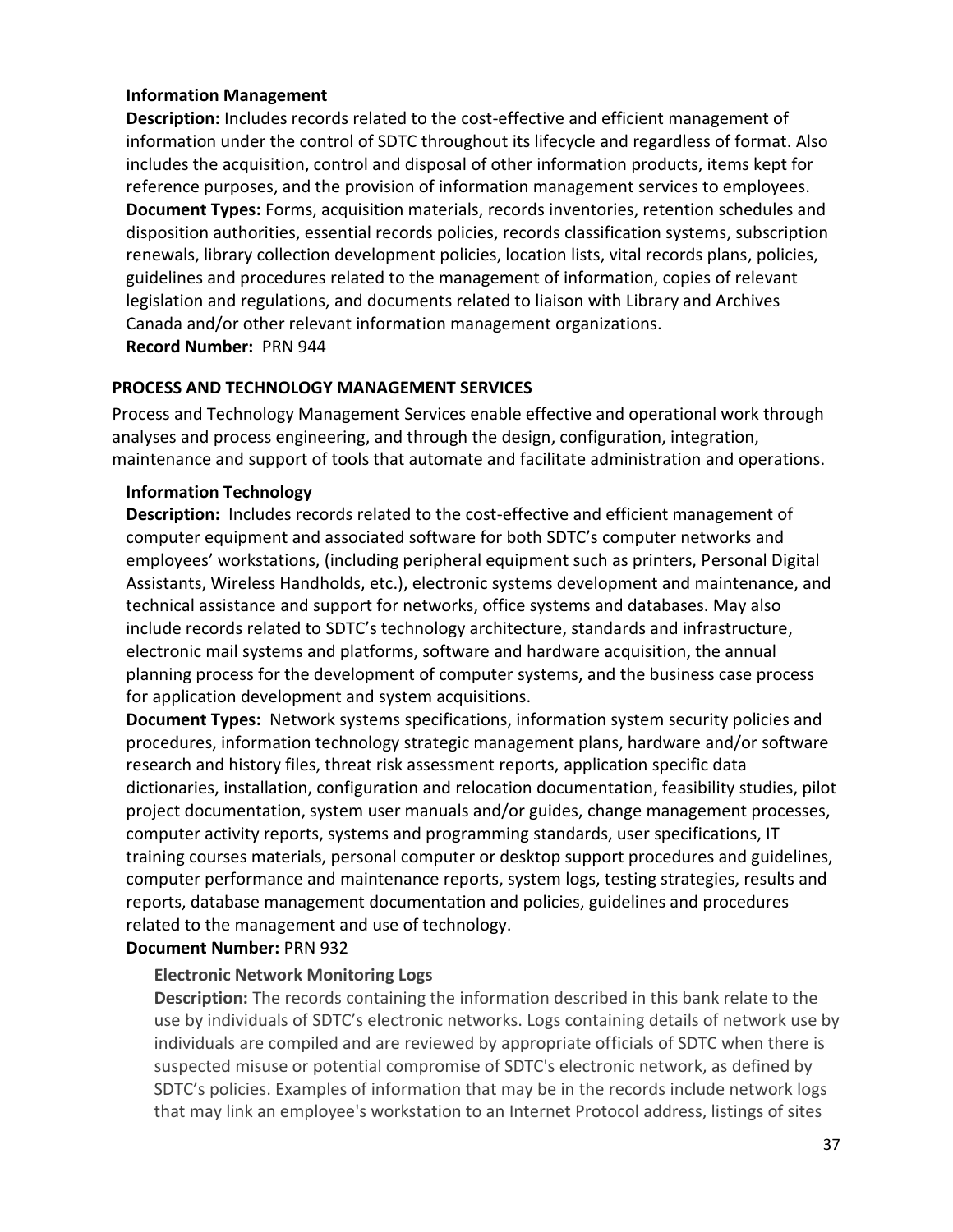### Information Management

**Description:** Includes records related to the cost-effective and efficient management of information under the control of SDTC throughout its lifecycle and regardless of format. Also includes the acquisition, control and disposal of other information products, items kept for reference purposes, and the provision of information management services to employees.
**Document Types:** Forms, acquisition materials, records inventories, retention schedules and disposition authorities, essential records policies, records classification systems, subscription renewals, library collection development policies, location lists, vital records plans, policies, guidelines and procedures related to the management of information, copies of relevant legislation and regulations, and documents related to liaison with Library and Archives Canada and/or other relevant information management organizations.
**Record Number:** PRN 944

## PROCESS AND TECHNOLOGY MANAGEMENT SERVICES

Process and Technology Management Services enable effective and operational work through analyses and process engineering, and through the design, configuration, integration, maintenance and support of tools that automate and facilitate administration and operations.

### Information Technology

**Description:** Includes records related to the cost-effective and efficient management of computer equipment and associated software for both SDTC's computer networks and employees' workstations, (including peripheral equipment such as printers, Personal Digital Assistants, Wireless Handholds, etc.), electronic systems development and maintenance, and technical assistance and support for networks, office systems and databases. May also include records related to SDTC's technology architecture, standards and infrastructure, electronic mail systems and platforms, software and hardware acquisition, the annual planning process for the development of computer systems, and the business case process for application development and system acquisitions.
**Document Types:** Network systems specifications, information system security policies and procedures, information technology strategic management plans, hardware and/or software research and history files, threat risk assessment reports, application specific data dictionaries, installation, configuration and relocation documentation, feasibility studies, pilot project documentation, system user manuals and/or guides, change management processes, computer activity reports, systems and programming standards, user specifications, IT training courses materials, personal computer or desktop support procedures and guidelines, computer performance and maintenance reports, system logs, testing strategies, results and reports, database management documentation and policies, guidelines and procedures related to the management and use of technology.
**Document Number:** PRN 932

#### Electronic Network Monitoring Logs

**Description:** The records containing the information described in this bank relate to the use by individuals of SDTC's electronic networks. Logs containing details of network use by individuals are compiled and are reviewed by appropriate officials of SDTC when there is suspected misuse or potential compromise of SDTC's electronic network, as defined by SDTC's policies. Examples of information that may be in the records include network logs that may link an employee's workstation to an Internet Protocol address, listings of sites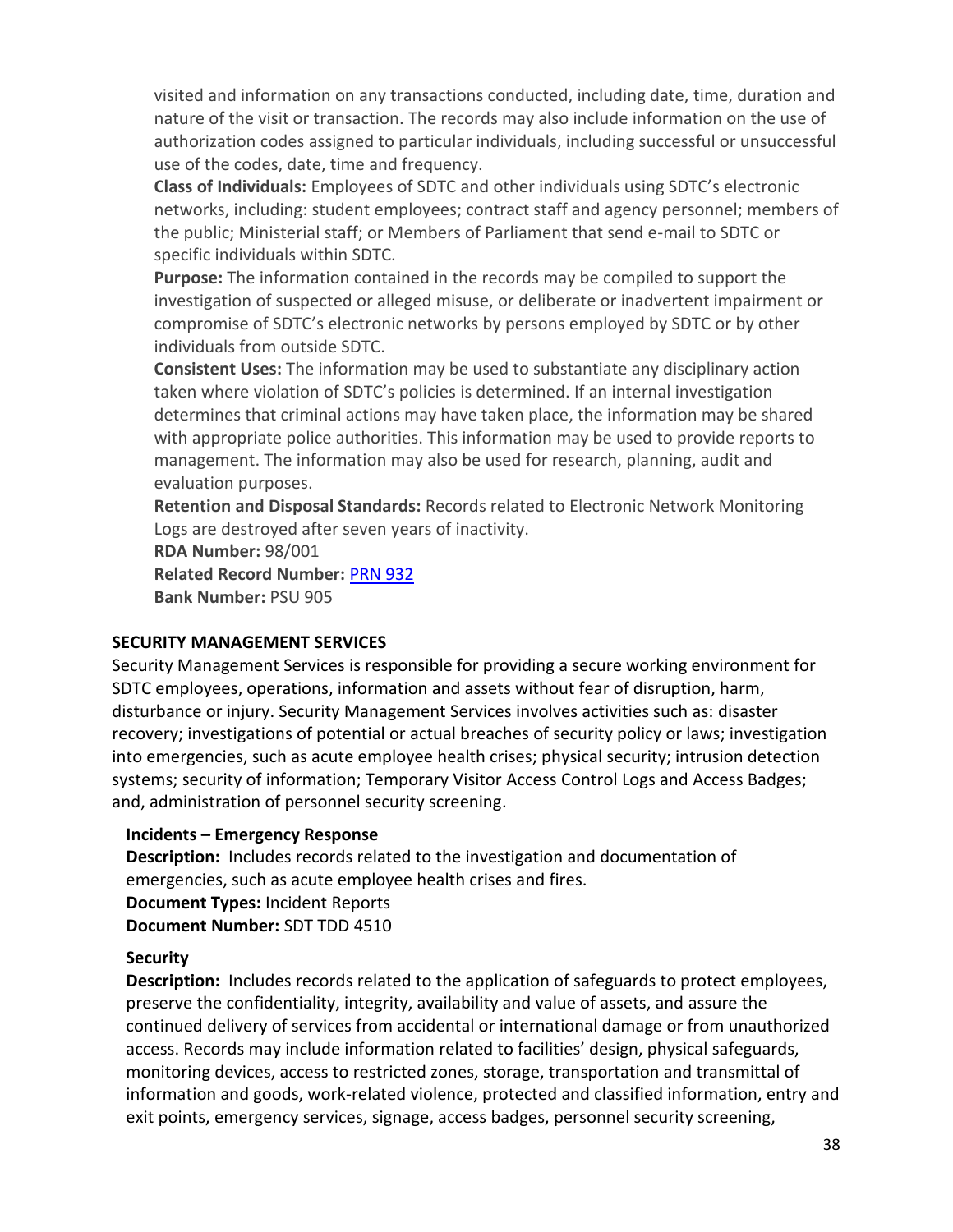visited and information on any transactions conducted, including date, time, duration and nature of the visit or transaction. The records may also include information on the use of authorization codes assigned to particular individuals, including successful or unsuccessful use of the codes, date, time and frequency.
**Class of Individuals:** Employees of SDTC and other individuals using SDTC's electronic networks, including: student employees; contract staff and agency personnel; members of the public; Ministerial staff; or Members of Parliament that send e-mail to SDTC or specific individuals within SDTC.
**Purpose:** The information contained in the records may be compiled to support the investigation of suspected or alleged misuse, or deliberate or inadvertent impairment or compromise of SDTC's electronic networks by persons employed by SDTC or by other individuals from outside SDTC.
**Consistent Uses:** The information may be used to substantiate any disciplinary action taken where violation of SDTC's policies is determined. If an internal investigation determines that criminal actions may have taken place, the information may be shared with appropriate police authorities. This information may be used to provide reports to management. The information may also be used for research, planning, audit and evaluation purposes.
**Retention and Disposal Standards:** Records related to Electronic Network Monitoring Logs are destroyed after seven years of inactivity.
**RDA Number:** 98/001
**Related Record Number:** PRN 932
**Bank Number:** PSU 905

**SECURITY MANAGEMENT SERVICES**

Security Management Services is responsible for providing a secure working environment for SDTC employees, operations, information and assets without fear of disruption, harm, disturbance or injury. Security Management Services involves activities such as: disaster recovery; investigations of potential or actual breaches of security policy or laws; investigation into emergencies, such as acute employee health crises; physical security; intrusion detection systems; security of information; Temporary Visitor Access Control Logs and Access Badges; and, administration of personnel security screening.

**Incidents – Emergency Response**
**Description:** Includes records related to the investigation and documentation of emergencies, such as acute employee health crises and fires.
**Document Types:** Incident Reports
**Document Number:** SDT TDD 4510

**Security**
**Description:** Includes records related to the application of safeguards to protect employees, preserve the confidentiality, integrity, availability and value of assets, and assure the continued delivery of services from accidental or international damage or from unauthorized access. Records may include information related to facilities' design, physical safeguards, monitoring devices, access to restricted zones, storage, transportation and transmittal of information and goods, work-related violence, protected and classified information, entry and exit points, emergency services, signage, access badges, personnel security screening,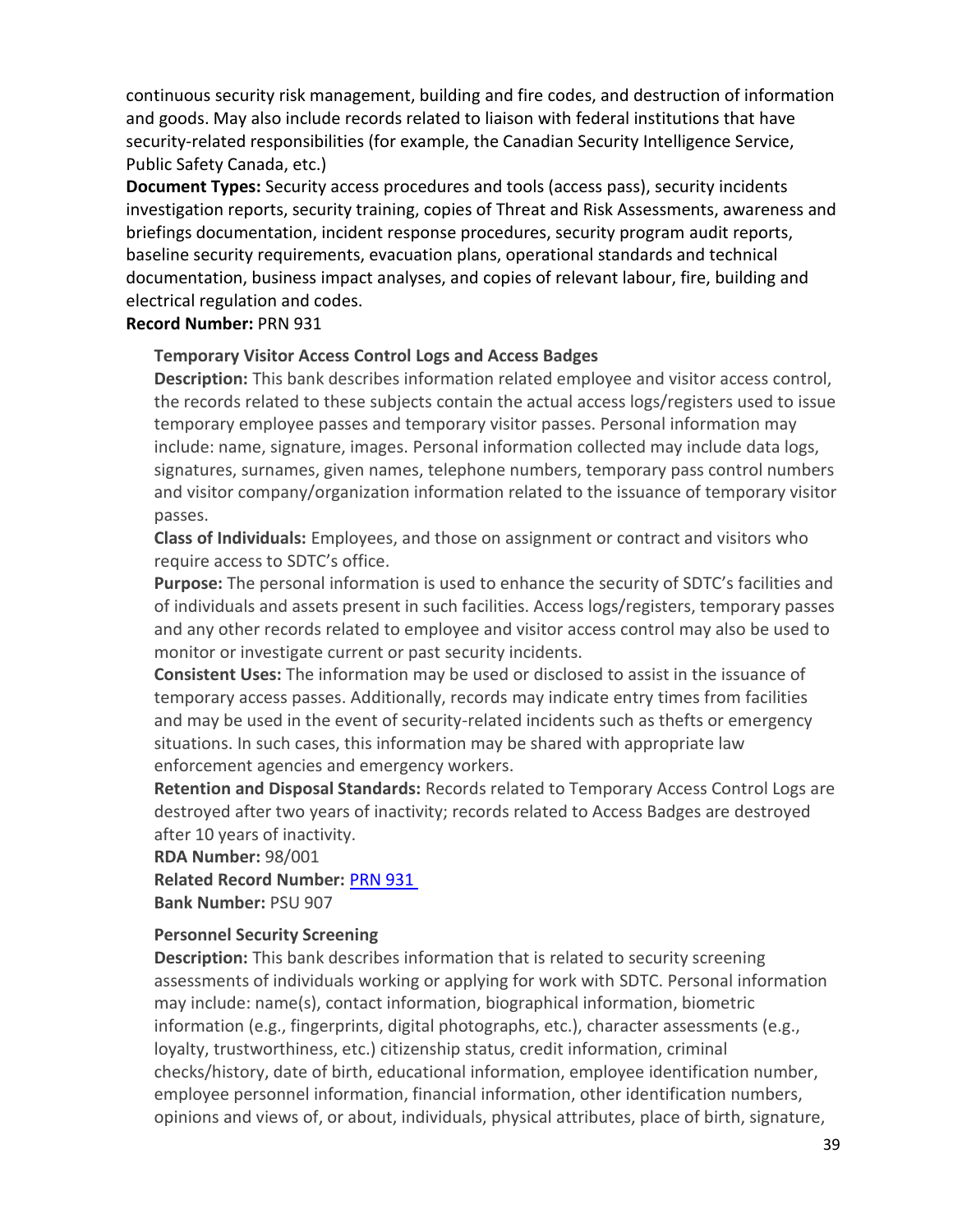continuous security risk management, building and fire codes, and destruction of information and goods. May also include records related to liaison with federal institutions that have security-related responsibilities (for example, the Canadian Security Intelligence Service, Public Safety Canada, etc.)

**Document Types:** Security access procedures and tools (access pass), security incidents investigation reports, security training, copies of Threat and Risk Assessments, awareness and briefings documentation, incident response procedures, security program audit reports, baseline security requirements, evacuation plans, operational standards and technical documentation, business impact analyses, and copies of relevant labour, fire, building and electrical regulation and codes.

**Record Number:** PRN 931

**Temporary Visitor Access Control Logs and Access Badges**

**Description:** This bank describes information related employee and visitor access control, the records related to these subjects contain the actual access logs/registers used to issue temporary employee passes and temporary visitor passes. Personal information may include: name, signature, images. Personal information collected may include data logs, signatures, surnames, given names, telephone numbers, temporary pass control numbers and visitor company/organization information related to the issuance of temporary visitor passes.

**Class of Individuals:** Employees, and those on assignment or contract and visitors who require access to SDTC's office.

**Purpose:** The personal information is used to enhance the security of SDTC's facilities and of individuals and assets present in such facilities. Access logs/registers, temporary passes and any other records related to employee and visitor access control may also be used to monitor or investigate current or past security incidents.

**Consistent Uses:** The information may be used or disclosed to assist in the issuance of temporary access passes. Additionally, records may indicate entry times from facilities and may be used in the event of security-related incidents such as thefts or emergency situations. In such cases, this information may be shared with appropriate law enforcement agencies and emergency workers.

**Retention and Disposal Standards:** Records related to Temporary Access Control Logs are destroyed after two years of inactivity; records related to Access Badges are destroyed after 10 years of inactivity.

**RDA Number:** 98/001

**Related Record Number:** PRN 931

**Bank Number:** PSU 907

**Personnel Security Screening**

**Description:** This bank describes information that is related to security screening assessments of individuals working or applying for work with SDTC. Personal information may include: name(s), contact information, biographical information, biometric information (e.g., fingerprints, digital photographs, etc.), character assessments (e.g., loyalty, trustworthiness, etc.) citizenship status, credit information, criminal checks/history, date of birth, educational information, employee identification number, employee personnel information, financial information, other identification numbers, opinions and views of, or about, individuals, physical attributes, place of birth, signature,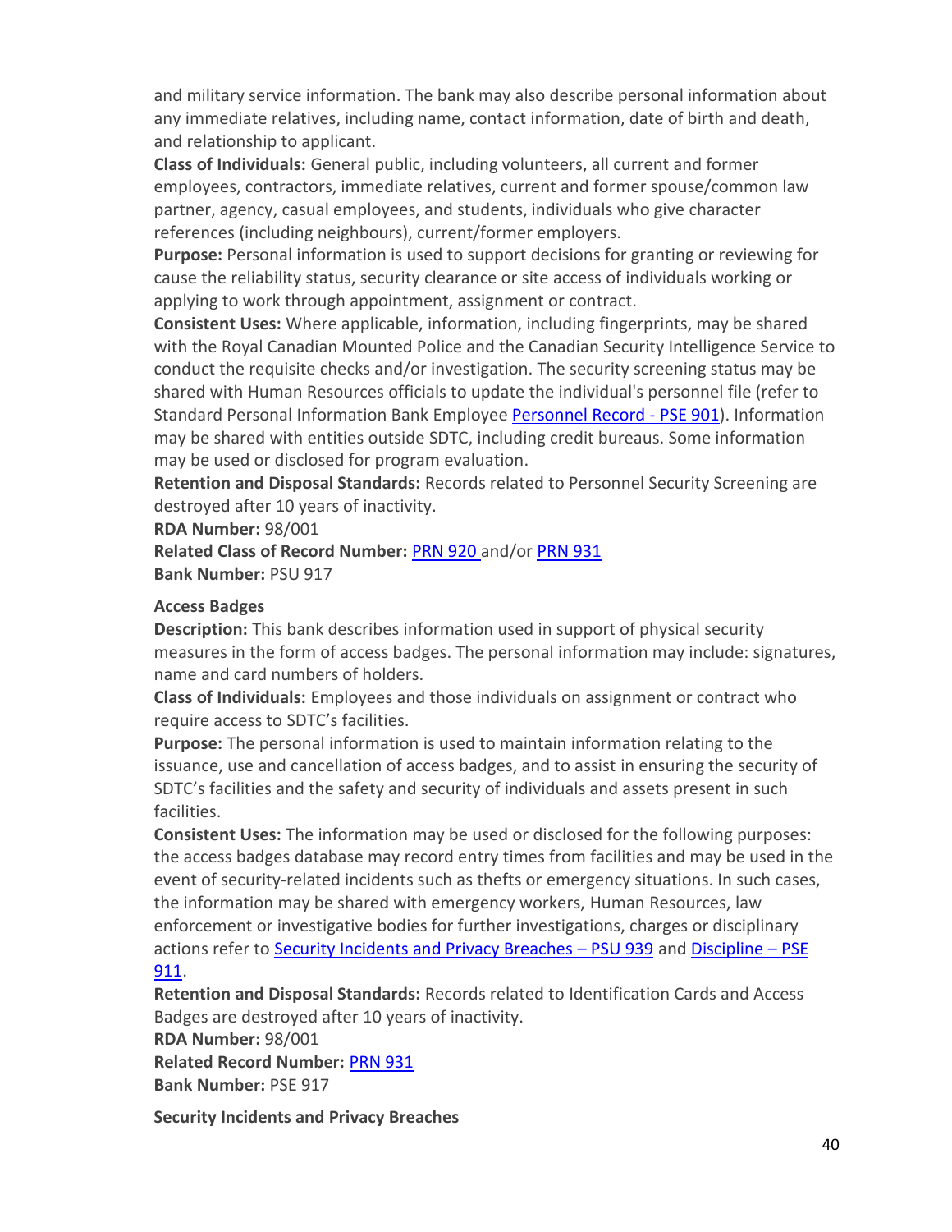and military service information. The bank may also describe personal information about any immediate relatives, including name, contact information, date of birth and death, and relationship to applicant.

**Class of Individuals:** General public, including volunteers, all current and former employees, contractors, immediate relatives, current and former spouse/common law partner, agency, casual employees, and students, individuals who give character references (including neighbours), current/former employers.

**Purpose:** Personal information is used to support decisions for granting or reviewing for cause the reliability status, security clearance or site access of individuals working or applying to work through appointment, assignment or contract.

**Consistent Uses:** Where applicable, information, including fingerprints, may be shared with the Royal Canadian Mounted Police and the Canadian Security Intelligence Service to conduct the requisite checks and/or investigation. The security screening status may be shared with Human Resources officials to update the individual's personnel file (refer to Standard Personal Information Bank Employee Personnel Record - PSE 901). Information may be shared with entities outside SDTC, including credit bureaus. Some information may be used or disclosed for program evaluation.

**Retention and Disposal Standards:** Records related to Personnel Security Screening are destroyed after 10 years of inactivity.

**RDA Number:** 98/001

**Related Class of Record Number:** PRN 920 and/or PRN 931

**Bank Number:** PSU 917

**Access Badges**

**Description:** This bank describes information used in support of physical security measures in the form of access badges. The personal information may include: signatures, name and card numbers of holders.

**Class of Individuals:** Employees and those individuals on assignment or contract who require access to SDTC's facilities.

**Purpose:** The personal information is used to maintain information relating to the issuance, use and cancellation of access badges, and to assist in ensuring the security of SDTC's facilities and the safety and security of individuals and assets present in such facilities.

**Consistent Uses:** The information may be used or disclosed for the following purposes: the access badges database may record entry times from facilities and may be used in the event of security-related incidents such as thefts or emergency situations. In such cases, the information may be shared with emergency workers, Human Resources, law enforcement or investigative bodies for further investigations, charges or disciplinary actions refer to Security Incidents and Privacy Breaches – PSU 939 and Discipline – PSE 911.

**Retention and Disposal Standards:** Records related to Identification Cards and Access Badges are destroyed after 10 years of inactivity.

**RDA Number:** 98/001

**Related Record Number:** PRN 931

**Bank Number:** PSE 917

**Security Incidents and Privacy Breaches**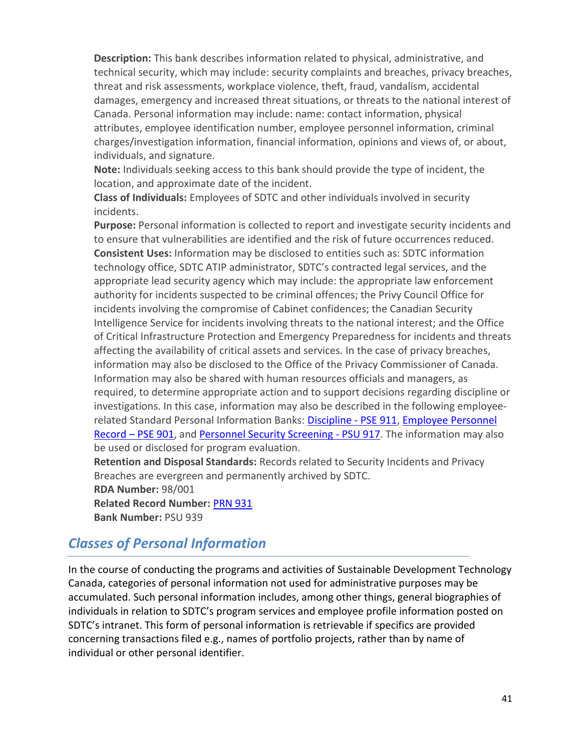**Description:** This bank describes information related to physical, administrative, and technical security, which may include: security complaints and breaches, privacy breaches, threat and risk assessments, workplace violence, theft, fraud, vandalism, accidental damages, emergency and increased threat situations, or threats to the national interest of Canada. Personal information may include: name: contact information, physical attributes, employee identification number, employee personnel information, criminal charges/investigation information, financial information, opinions and views of, or about, individuals, and signature.
**Note:** Individuals seeking access to this bank should provide the type of incident, the location, and approximate date of the incident.
**Class of Individuals:** Employees of SDTC and other individuals involved in security incidents.
**Purpose:** Personal information is collected to report and investigate security incidents and to ensure that vulnerabilities are identified and the risk of future occurrences reduced.
**Consistent Uses:** Information may be disclosed to entities such as: SDTC information technology office, SDTC ATIP administrator, SDTC's contracted legal services, and the appropriate lead security agency which may include: the appropriate law enforcement authority for incidents suspected to be criminal offences; the Privy Council Office for incidents involving the compromise of Cabinet confidences; the Canadian Security Intelligence Service for incidents involving threats to the national interest; and the Office of Critical Infrastructure Protection and Emergency Preparedness for incidents and threats affecting the availability of critical assets and services. In the case of privacy breaches, information may also be disclosed to the Office of the Privacy Commissioner of Canada. Information may also be shared with human resources officials and managers, as required, to determine appropriate action and to support decisions regarding discipline or investigations. In this case, information may also be described in the following employee-related Standard Personal Information Banks: Discipline - PSE 911, Employee Personnel Record – PSE 901, and Personnel Security Screening - PSU 917. The information may also be used or disclosed for program evaluation.
**Retention and Disposal Standards:** Records related to Security Incidents and Privacy Breaches are evergreen and permanently archived by SDTC.
**RDA Number:** 98/001
**Related Record Number:** PRN 931
**Bank Number:** PSU 939

## *Classes of Personal Information*

In the course of conducting the programs and activities of Sustainable Development Technology Canada, categories of personal information not used for administrative purposes may be accumulated. Such personal information includes, among other things, general biographies of individuals in relation to SDTC's program services and employee profile information posted on SDTC's intranet. This form of personal information is retrievable if specifics are provided concerning transactions filed e.g., names of portfolio projects, rather than by name of individual or other personal identifier.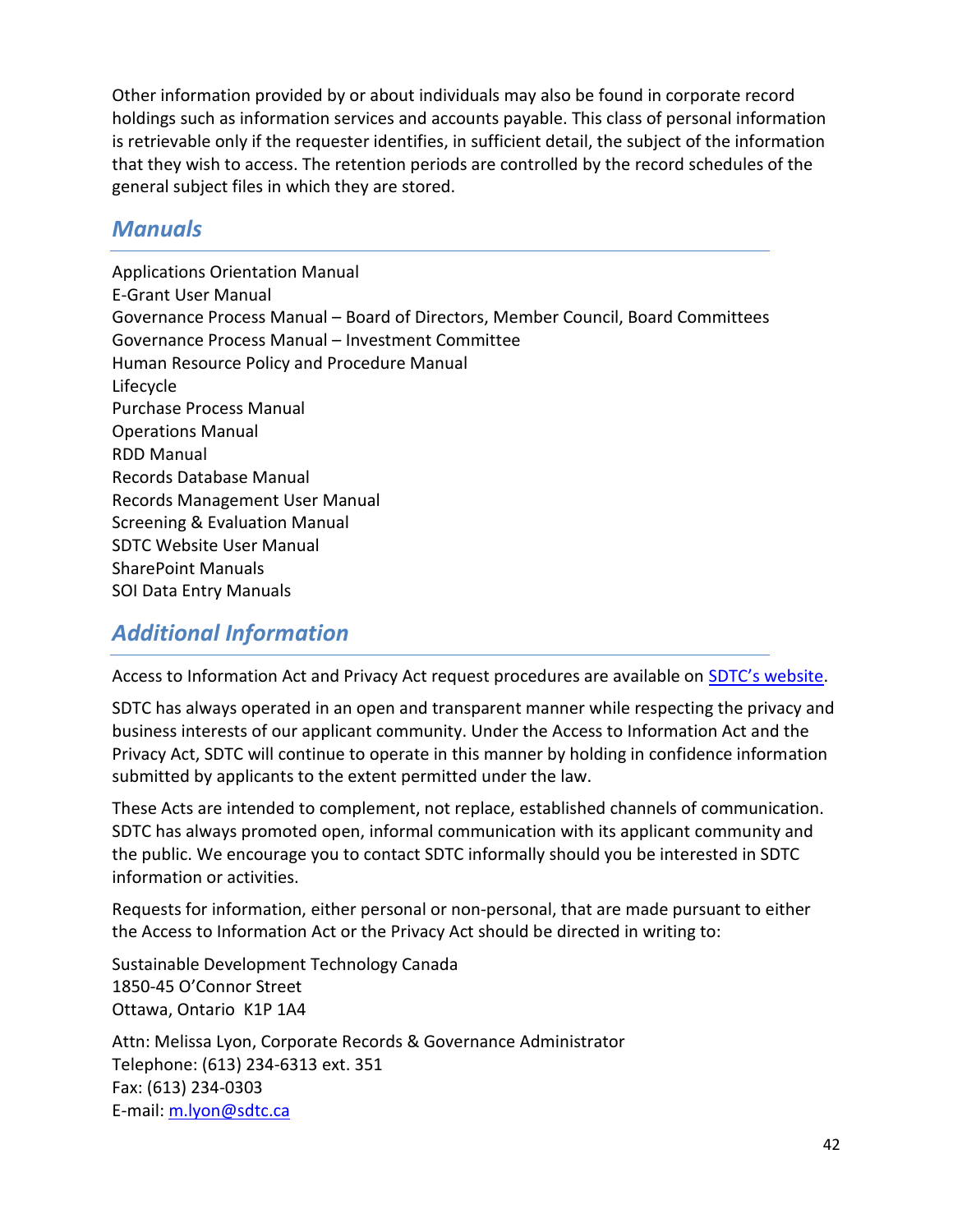Other information provided by or about individuals may also be found in corporate record holdings such as information services and accounts payable. This class of personal information is retrievable only if the requester identifies, in sufficient detail, the subject of the information that they wish to access. The retention periods are controlled by the record schedules of the general subject files in which they are stored.

## *Manuals*

Applications Orientation Manual
E-Grant User Manual
Governance Process Manual – Board of Directors, Member Council, Board Committees
Governance Process Manual – Investment Committee
Human Resource Policy and Procedure Manual
Lifecycle
Purchase Process Manual
Operations Manual
RDD Manual
Records Database Manual
Records Management User Manual
Screening & Evaluation Manual
SDTC Website User Manual
SharePoint Manuals
SOI Data Entry Manuals

## *Additional Information*

Access to Information Act and Privacy Act request procedures are available on [SDTC's website](#).

SDTC has always operated in an open and transparent manner while respecting the privacy and business interests of our applicant community. Under the Access to Information Act and the Privacy Act, SDTC will continue to operate in this manner by holding in confidence information submitted by applicants to the extent permitted under the law.

These Acts are intended to complement, not replace, established channels of communication. SDTC has always promoted open, informal communication with its applicant community and the public. We encourage you to contact SDTC informally should you be interested in SDTC information or activities.

Requests for information, either personal or non-personal, that are made pursuant to either the Access to Information Act or the Privacy Act should be directed in writing to:

Sustainable Development Technology Canada
1850-45 O'Connor Street
Ottawa, Ontario K1P 1A4

Attn: Melissa Lyon, Corporate Records & Governance Administrator
Telephone: (613) 234-6313 ext. 351
Fax: (613) 234-0303
E-mail: m.lyon@sdtc.ca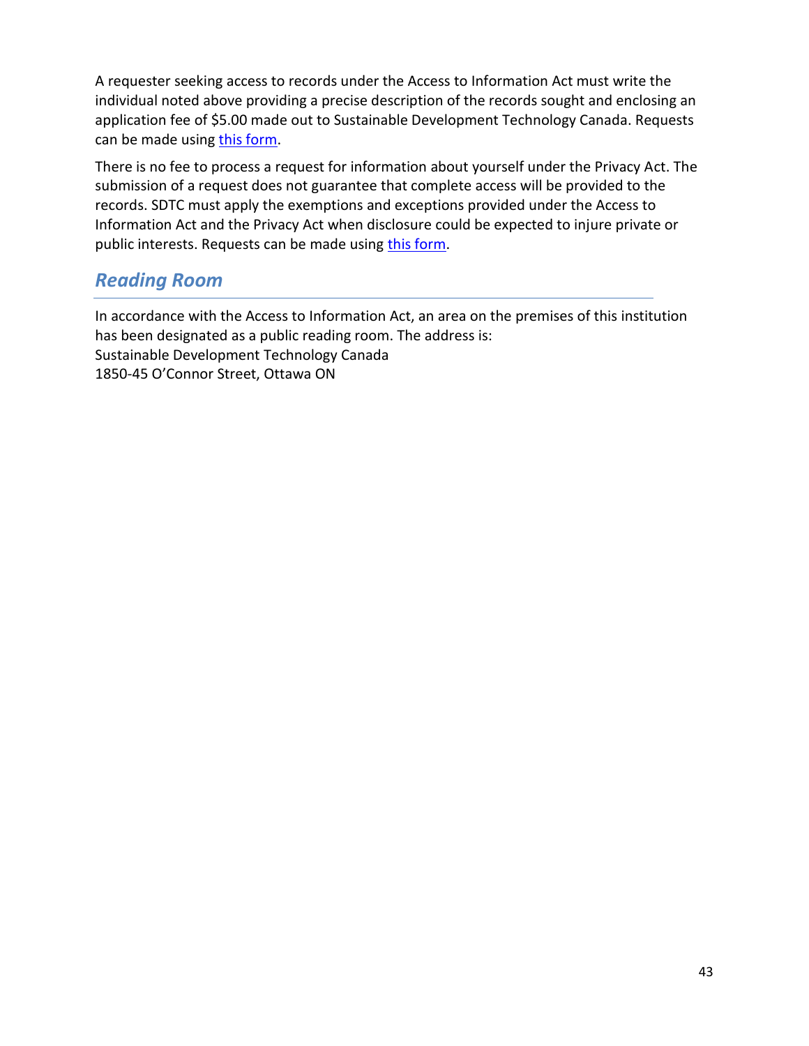A requester seeking access to records under the Access to Information Act must write the individual noted above providing a precise description of the records sought and enclosing an application fee of $5.00 made out to Sustainable Development Technology Canada. Requests can be made using this form.

There is no fee to process a request for information about yourself under the Privacy Act. The submission of a request does not guarantee that complete access will be provided to the records. SDTC must apply the exemptions and exceptions provided under the Access to Information Act and the Privacy Act when disclosure could be expected to injure private or public interests. Requests can be made using this form.

## *Reading Room*

In accordance with the Access to Information Act, an area on the premises of this institution has been designated as a public reading room. The address is:
Sustainable Development Technology Canada
1850-45 O'Connor Street, Ottawa ON